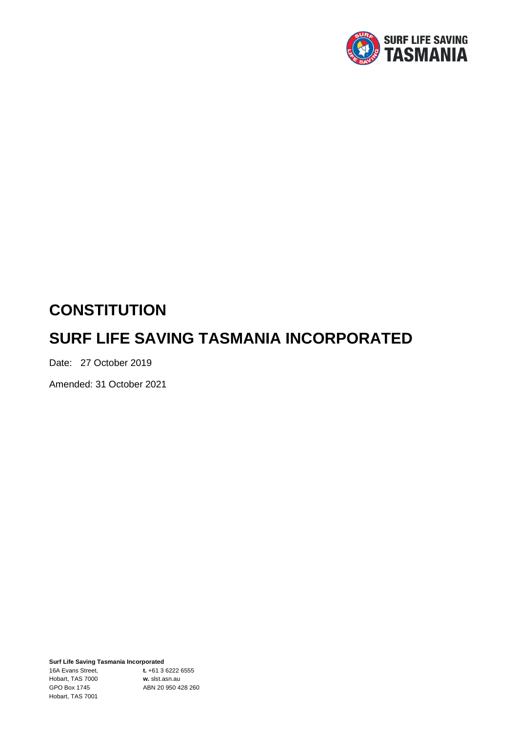# CONSTITUTION

# SURF LIFE SAVING TASMANIA INCORPORATED

Date: 27 October 2019

Amended: 31 October 2021

**Surf Life Saving Tasmania Incorporated**

16A Evans Street,
Hobart, TAS 7000
GPO Box 1745
Hobart, TAS 7001

**t.** +61 3 6222 6555
**w.** slst.asn.au
ABN 20 950 428 260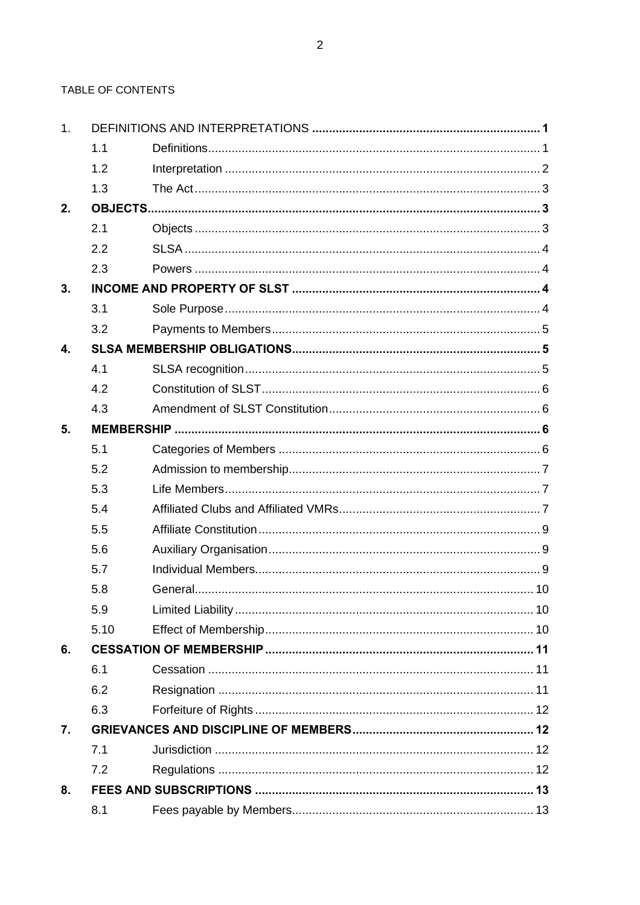TABLE OF CONTENTS

| | | | |
|---|---|---|---|
| 1. | DEFINITIONS AND INTERPRETATIONS | | 1 |
| | 1.1 | Definitions | 1 |
| | 1.2 | Interpretation | 2 |
| | 1.3 | The Act | 3 |
| **2.** | **OBJECTS** | | **3** |
| | 2.1 | Objects | 3 |
| | 2.2 | SLSA | 4 |
| | 2.3 | Powers | 4 |
| **3.** | **INCOME AND PROPERTY OF SLST** | | **4** |
| | 3.1 | Sole Purpose | 4 |
| | 3.2 | Payments to Members | 5 |
| **4.** | **SLSA MEMBERSHIP OBLIGATIONS** | | **5** |
| | 4.1 | SLSA recognition | 5 |
| | 4.2 | Constitution of SLST | 6 |
| | 4.3 | Amendment of SLST Constitution | 6 |
| **5.** | **MEMBERSHIP** | | **6** |
| | 5.1 | Categories of Members | 6 |
| | 5.2 | Admission to membership | 7 |
| | 5.3 | Life Members | 7 |
| | 5.4 | Affiliated Clubs and Affiliated VMRs | 7 |
| | 5.5 | Affiliate Constitution | 9 |
| | 5.6 | Auxiliary Organisation | 9 |
| | 5.7 | Individual Members | 9 |
| | 5.8 | General | 10 |
| | 5.9 | Limited Liability | 10 |
| | 5.10 | Effect of Membership | 10 |
| **6.** | **CESSATION OF MEMBERSHIP** | | **11** |
| | 6.1 | Cessation | 11 |
| | 6.2 | Resignation | 11 |
| | 6.3 | Forfeiture of Rights | 12 |
| **7.** | **GRIEVANCES AND DISCIPLINE OF MEMBERS** | | **12** |
| | 7.1 | Jurisdiction | 12 |
| | 7.2 | Regulations | 12 |
| **8.** | **FEES AND SUBSCRIPTIONS** | | **13** |
| | 8.1 | Fees payable by Members | 13 |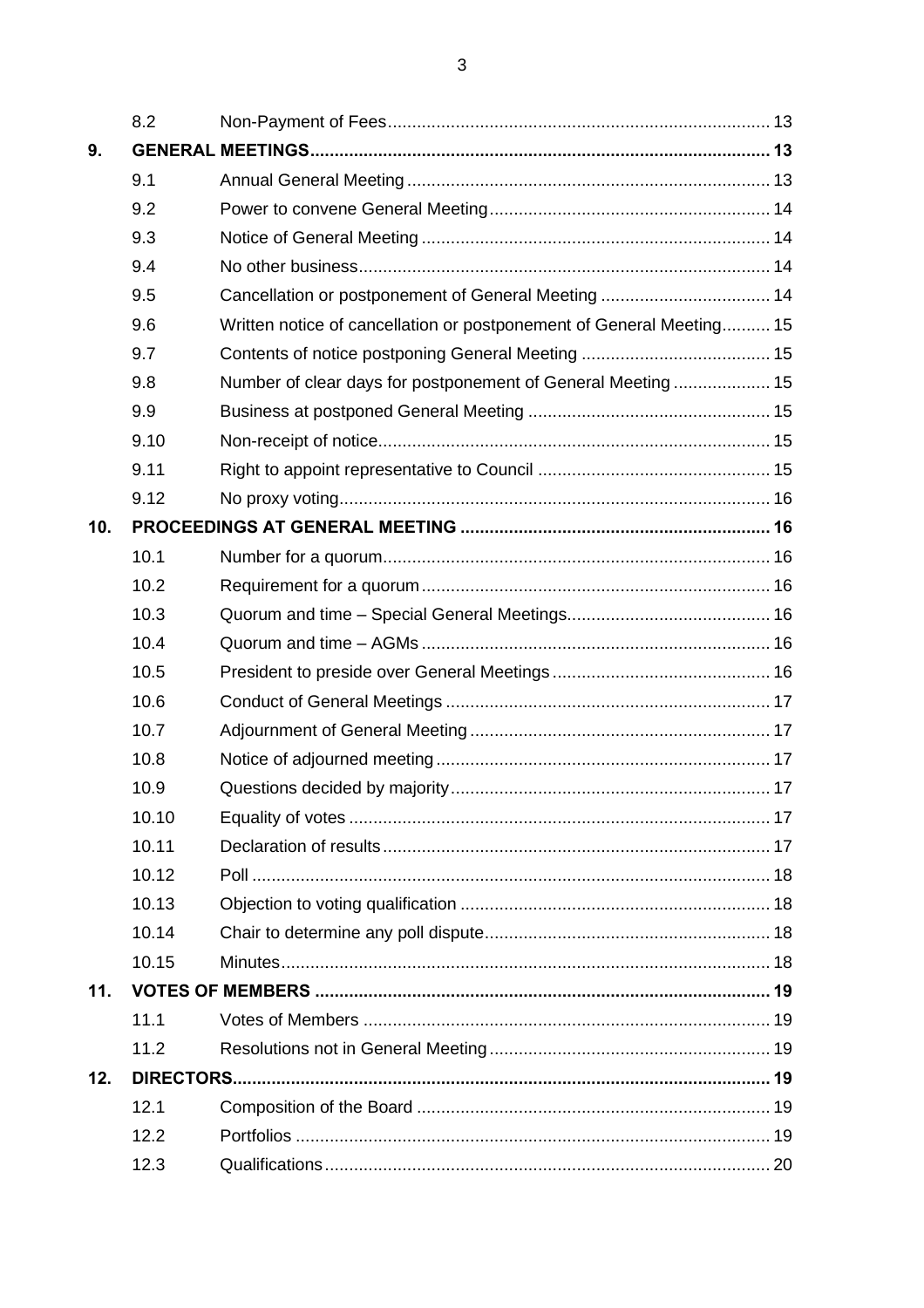| | | | |
|---|---|---|---|
| | 8.2 | Non-Payment of Fees | 13 |
| **9.** | **GENERAL MEETINGS** | | **13** |
| | 9.1 | Annual General Meeting | 13 |
| | 9.2 | Power to convene General Meeting | 14 |
| | 9.3 | Notice of General Meeting | 14 |
| | 9.4 | No other business | 14 |
| | 9.5 | Cancellation or postponement of General Meeting | 14 |
| | 9.6 | Written notice of cancellation or postponement of General Meeting | 15 |
| | 9.7 | Contents of notice postponing General Meeting | 15 |
| | 9.8 | Number of clear days for postponement of General Meeting | 15 |
| | 9.9 | Business at postponed General Meeting | 15 |
| | 9.10 | Non-receipt of notice | 15 |
| | 9.11 | Right to appoint representative to Council | 15 |
| | 9.12 | No proxy voting | 16 |
| **10.** | **PROCEEDINGS AT GENERAL MEETING** | | **16** |
| | 10.1 | Number for a quorum | 16 |
| | 10.2 | Requirement for a quorum | 16 |
| | 10.3 | Quorum and time – Special General Meetings | 16 |
| | 10.4 | Quorum and time – AGMs | 16 |
| | 10.5 | President to preside over General Meetings | 16 |
| | 10.6 | Conduct of General Meetings | 17 |
| | 10.7 | Adjournment of General Meeting | 17 |
| | 10.8 | Notice of adjourned meeting | 17 |
| | 10.9 | Questions decided by majority | 17 |
| | 10.10 | Equality of votes | 17 |
| | 10.11 | Declaration of results | 17 |
| | 10.12 | Poll | 18 |
| | 10.13 | Objection to voting qualification | 18 |
| | 10.14 | Chair to determine any poll dispute | 18 |
| | 10.15 | Minutes | 18 |
| **11.** | **VOTES OF MEMBERS** | | **19** |
| | 11.1 | Votes of Members | 19 |
| | 11.2 | Resolutions not in General Meeting | 19 |
| **12.** | **DIRECTORS** | | **19** |
| | 12.1 | Composition of the Board | 19 |
| | 12.2 | Portfolios | 19 |
| | 12.3 | Qualifications | 20 |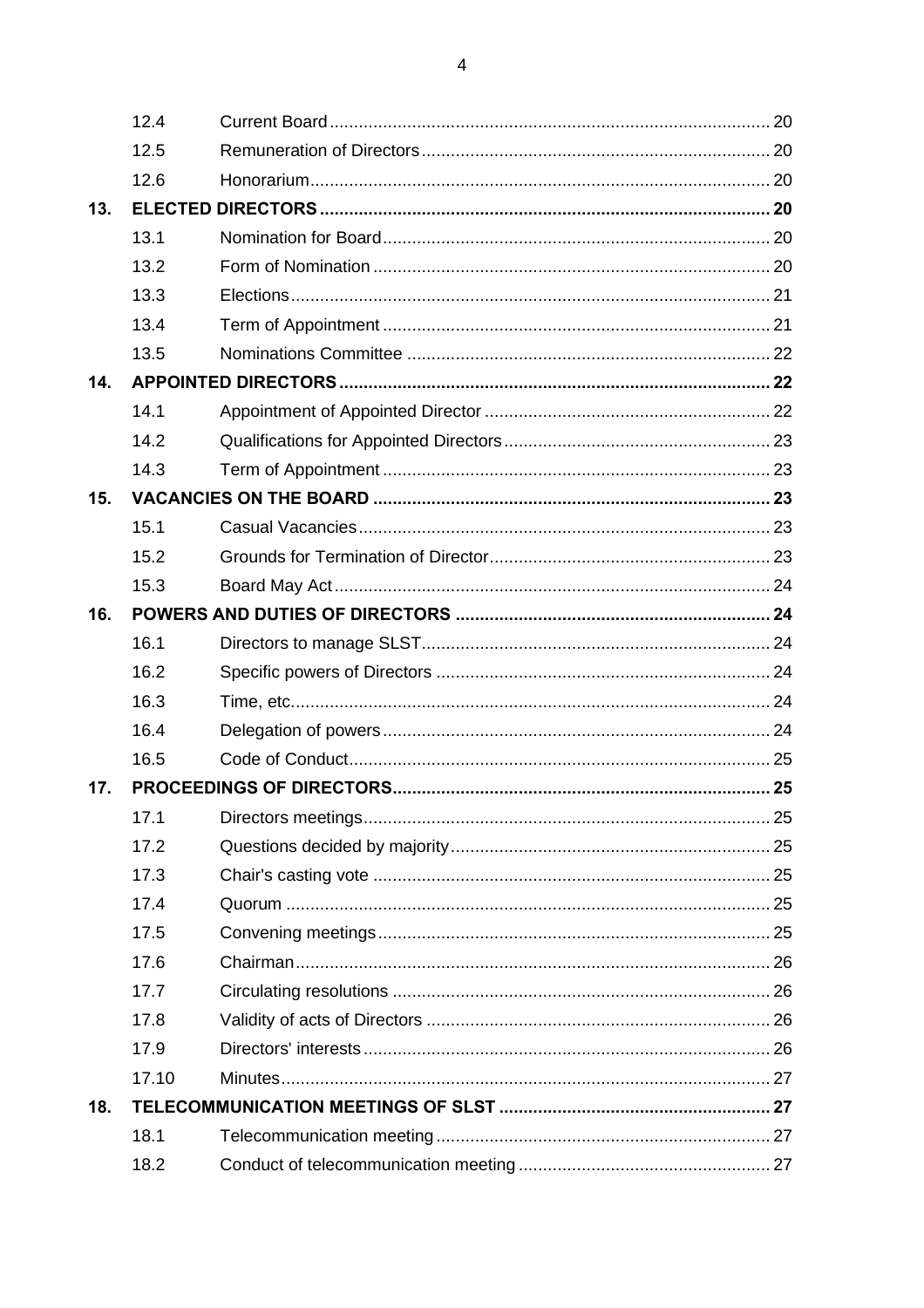| | | |
|---|---|---|
| 12.4 | Current Board | 20 |
| 12.5 | Remuneration of Directors | 20 |
| 12.6 | Honorarium | 20 |
| **13.** | **ELECTED DIRECTORS** | **20** |
| 13.1 | Nomination for Board | 20 |
| 13.2 | Form of Nomination | 20 |
| 13.3 | Elections | 21 |
| 13.4 | Term of Appointment | 21 |
| 13.5 | Nominations Committee | 22 |
| **14.** | **APPOINTED DIRECTORS** | **22** |
| 14.1 | Appointment of Appointed Director | 22 |
| 14.2 | Qualifications for Appointed Directors | 23 |
| 14.3 | Term of Appointment | 23 |
| **15.** | **VACANCIES ON THE BOARD** | **23** |
| 15.1 | Casual Vacancies | 23 |
| 15.2 | Grounds for Termination of Director | 23 |
| 15.3 | Board May Act | 24 |
| **16.** | **POWERS AND DUTIES OF DIRECTORS** | **24** |
| 16.1 | Directors to manage SLST | 24 |
| 16.2 | Specific powers of Directors | 24 |
| 16.3 | Time, etc. | 24 |
| 16.4 | Delegation of powers | 24 |
| 16.5 | Code of Conduct | 25 |
| **17.** | **PROCEEDINGS OF DIRECTORS** | **25** |
| 17.1 | Directors meetings | 25 |
| 17.2 | Questions decided by majority | 25 |
| 17.3 | Chair's casting vote | 25 |
| 17.4 | Quorum | 25 |
| 17.5 | Convening meetings | 25 |
| 17.6 | Chairman | 26 |
| 17.7 | Circulating resolutions | 26 |
| 17.8 | Validity of acts of Directors | 26 |
| 17.9 | Directors' interests | 26 |
| 17.10 | Minutes | 27 |
| **18.** | **TELECOMMUNICATION MEETINGS OF SLST** | **27** |
| 18.1 | Telecommunication meeting | 27 |
| 18.2 | Conduct of telecommunication meeting | 27 |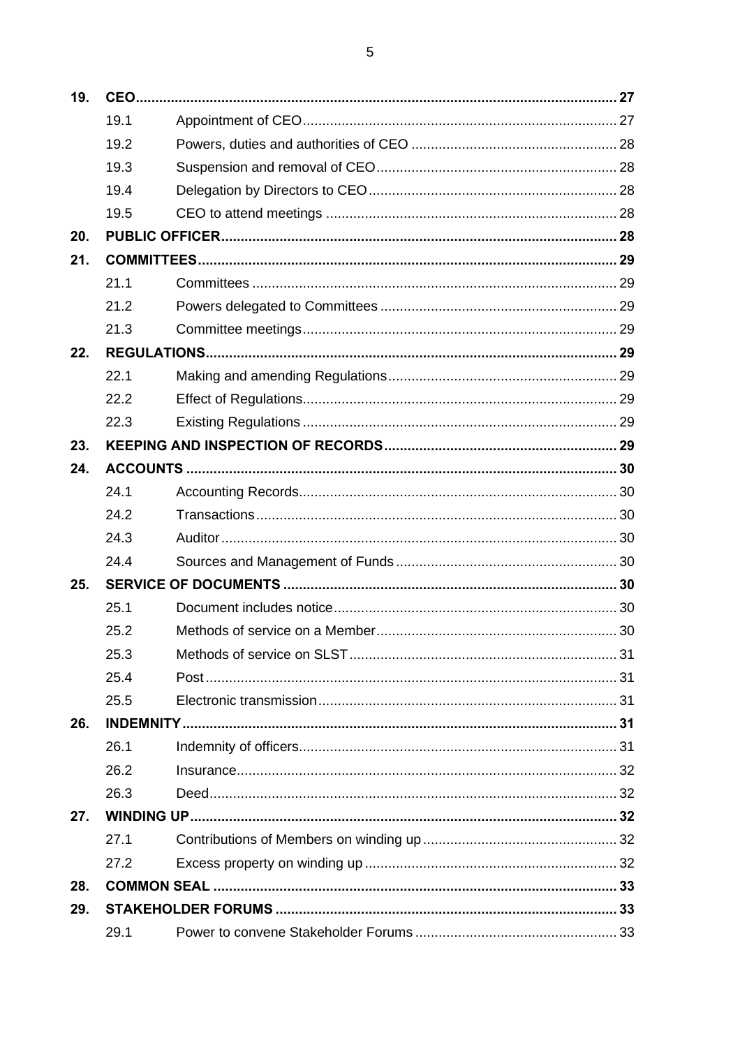| | | |
|---|---|---|
| **19.** | **CEO** | **27** |
| 19.1 | Appointment of CEO | 27 |
| 19.2 | Powers, duties and authorities of CEO | 28 |
| 19.3 | Suspension and removal of CEO | 28 |
| 19.4 | Delegation by Directors to CEO | 28 |
| 19.5 | CEO to attend meetings | 28 |
| **20.** | **PUBLIC OFFICER** | **28** |
| **21.** | **COMMITTEES** | **29** |
| 21.1 | Committees | 29 |
| 21.2 | Powers delegated to Committees | 29 |
| 21.3 | Committee meetings | 29 |
| **22.** | **REGULATIONS** | **29** |
| 22.1 | Making and amending Regulations | 29 |
| 22.2 | Effect of Regulations | 29 |
| 22.3 | Existing Regulations | 29 |
| **23.** | **KEEPING AND INSPECTION OF RECORDS** | **29** |
| **24.** | **ACCOUNTS** | **30** |
| 24.1 | Accounting Records | 30 |
| 24.2 | Transactions | 30 |
| 24.3 | Auditor | 30 |
| 24.4 | Sources and Management of Funds | 30 |
| **25.** | **SERVICE OF DOCUMENTS** | **30** |
| 25.1 | Document includes notice | 30 |
| 25.2 | Methods of service on a Member | 30 |
| 25.3 | Methods of service on SLST | 31 |
| 25.4 | Post | 31 |
| 25.5 | Electronic transmission | 31 |
| **26.** | **INDEMNITY** | **31** |
| 26.1 | Indemnity of officers | 31 |
| 26.2 | Insurance | 32 |
| 26.3 | Deed | 32 |
| **27.** | **WINDING UP** | **32** |
| 27.1 | Contributions of Members on winding up | 32 |
| 27.2 | Excess property on winding up | 32 |
| **28.** | **COMMON SEAL** | **33** |
| **29.** | **STAKEHOLDER FORUMS** | **33** |
| 29.1 | Power to convene Stakeholder Forums | 33 |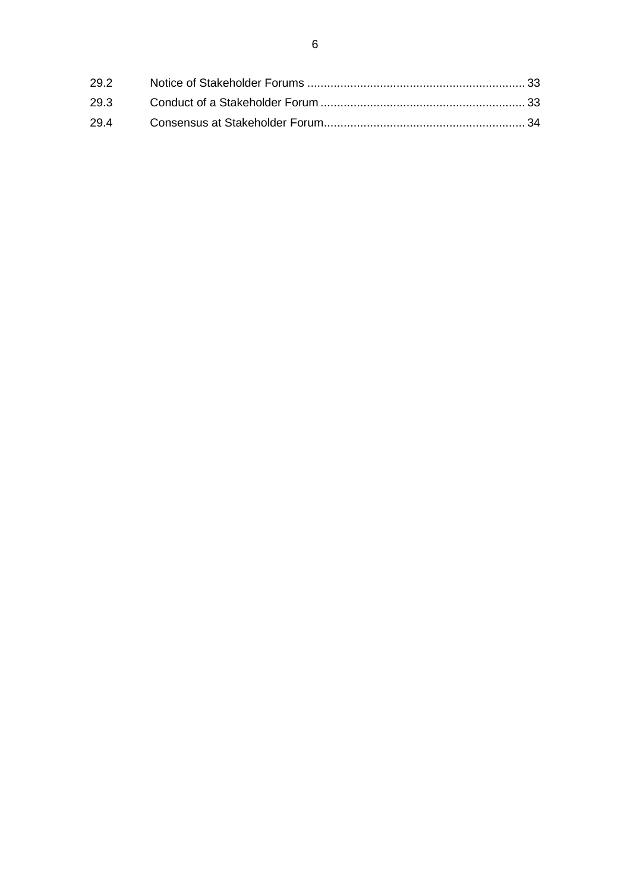| | | |
|---|---|---|
| 29.2 | Notice of Stakeholder Forums | 33 |
| 29.3 | Conduct of a Stakeholder Forum | 33 |
| 29.4 | Consensus at Stakeholder Forum | 34 |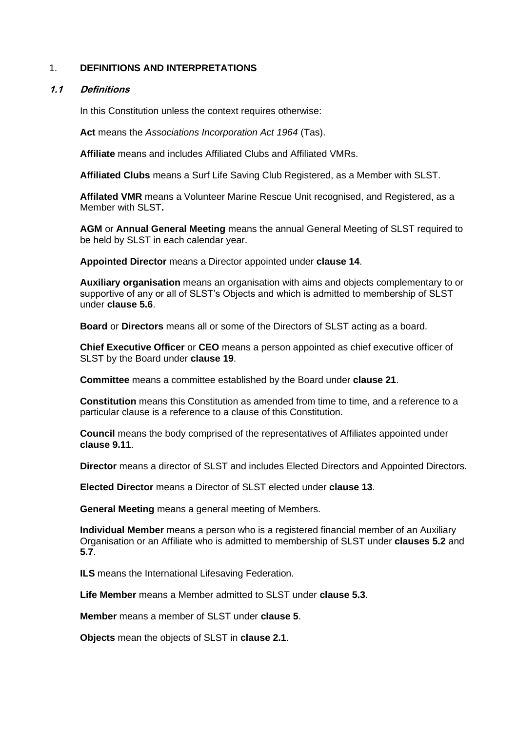## 1. DEFINITIONS AND INTERPRETATIONS

### *1.1 Definitions*

In this Constitution unless the context requires otherwise:

**Act** means the *Associations Incorporation Act 1964* (Tas).

**Affiliate** means and includes Affiliated Clubs and Affiliated VMRs.

**Affiliated Clubs** means a Surf Life Saving Club Registered, as a Member with SLST.

**Affilated VMR** means a Volunteer Marine Rescue Unit recognised, and Registered, as a Member with SLST**.**

**AGM** or **Annual General Meeting** means the annual General Meeting of SLST required to be held by SLST in each calendar year.

**Appointed Director** means a Director appointed under **clause 14**.

**Auxiliary organisation** means an organisation with aims and objects complementary to or supportive of any or all of SLST's Objects and which is admitted to membership of SLST under **clause 5.6**.

**Board** or **Directors** means all or some of the Directors of SLST acting as a board.

**Chief Executive Officer** or **CEO** means a person appointed as chief executive officer of SLST by the Board under **clause 19**.

**Committee** means a committee established by the Board under **clause 21**.

**Constitution** means this Constitution as amended from time to time, and a reference to a particular clause is a reference to a clause of this Constitution.

**Council** means the body comprised of the representatives of Affiliates appointed under **clause 9.11**.

**Director** means a director of SLST and includes Elected Directors and Appointed Directors.

**Elected Director** means a Director of SLST elected under **clause 13**.

**General Meeting** means a general meeting of Members.

**Individual Member** means a person who is a registered financial member of an Auxiliary Organisation or an Affiliate who is admitted to membership of SLST under **clauses 5.2** and **5.7**.

**ILS** means the International Lifesaving Federation.

**Life Member** means a Member admitted to SLST under **clause 5.3**.

**Member** means a member of SLST under **clause 5**.

**Objects** mean the objects of SLST in **clause 2.1**.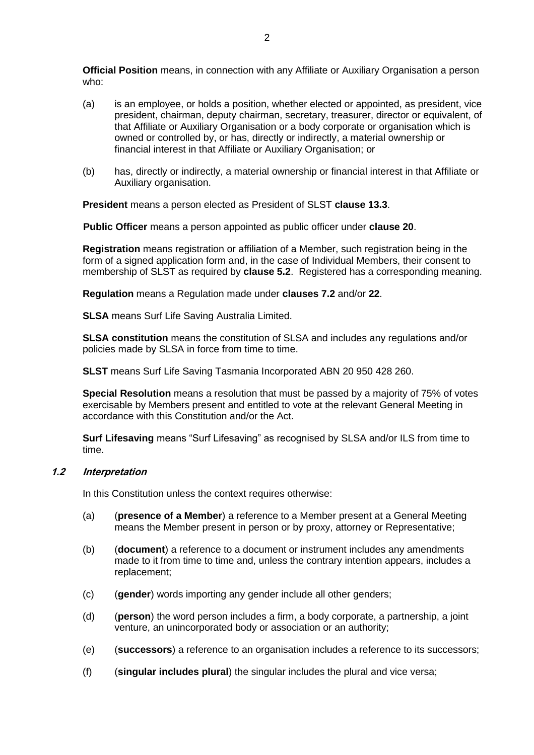**Official Position** means, in connection with any Affiliate or Auxiliary Organisation a person who:

(a) is an employee, or holds a position, whether elected or appointed, as president, vice president, chairman, deputy chairman, secretary, treasurer, director or equivalent, of that Affiliate or Auxiliary Organisation or a body corporate or organisation which is owned or controlled by, or has, directly or indirectly, a material ownership or financial interest in that Affiliate or Auxiliary Organisation; or

(b) has, directly or indirectly, a material ownership or financial interest in that Affiliate or Auxiliary organisation.

**President** means a person elected as President of SLST **clause 13.3**.

**Public Officer** means a person appointed as public officer under **clause 20**.

**Registration** means registration or affiliation of a Member, such registration being in the form of a signed application form and, in the case of Individual Members, their consent to membership of SLST as required by **clause 5.2**. Registered has a corresponding meaning.

**Regulation** means a Regulation made under **clauses 7.2** and/or **22**.

**SLSA** means Surf Life Saving Australia Limited.

**SLSA constitution** means the constitution of SLSA and includes any regulations and/or policies made by SLSA in force from time to time.

**SLST** means Surf Life Saving Tasmania Incorporated ABN 20 950 428 260.

**Special Resolution** means a resolution that must be passed by a majority of 75% of votes exercisable by Members present and entitled to vote at the relevant General Meeting in accordance with this Constitution and/or the Act.

**Surf Lifesaving** means "Surf Lifesaving" as recognised by SLSA and/or ILS from time to time.

### *1.2 Interpretation*

In this Constitution unless the context requires otherwise:

(a) (**presence of a Member**) a reference to a Member present at a General Meeting means the Member present in person or by proxy, attorney or Representative;

(b) (**document**) a reference to a document or instrument includes any amendments made to it from time to time and, unless the contrary intention appears, includes a replacement;

(c) (**gender**) words importing any gender include all other genders;

(d) (**person**) the word person includes a firm, a body corporate, a partnership, a joint venture, an unincorporated body or association or an authority;

(e) (**successors**) a reference to an organisation includes a reference to its successors;

(f) (**singular includes plural**) the singular includes the plural and vice versa;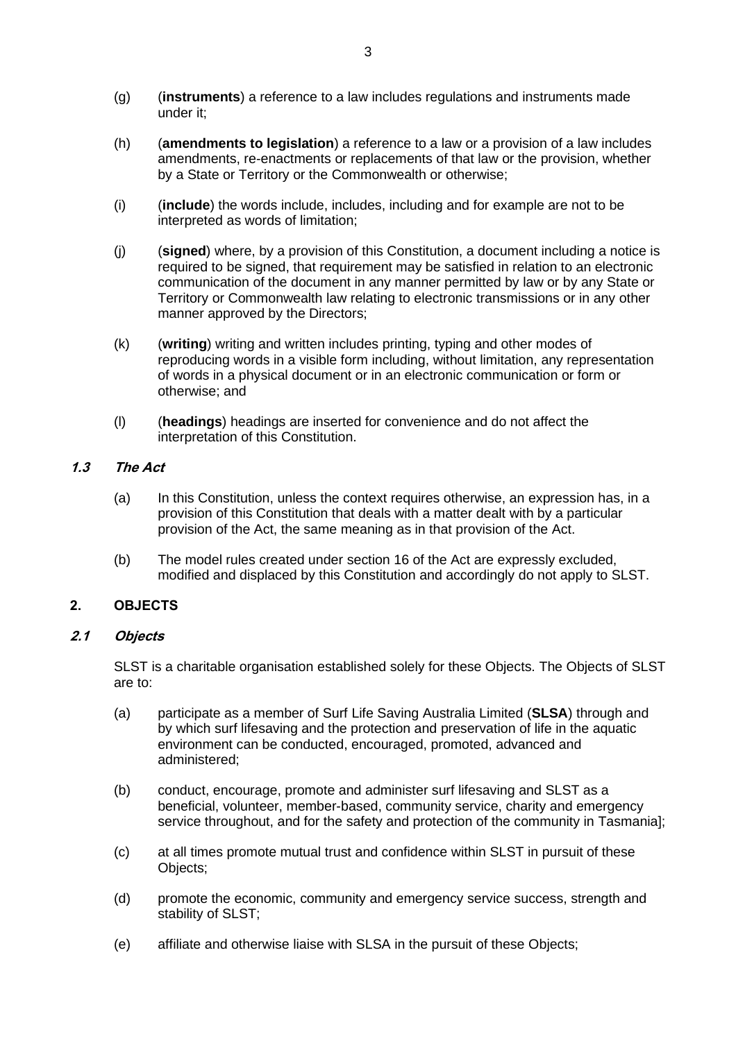(g) (**instruments**) a reference to a law includes regulations and instruments made under it;

(h) (**amendments to legislation**) a reference to a law or a provision of a law includes amendments, re-enactments or replacements of that law or the provision, whether by a State or Territory or the Commonwealth or otherwise;

(i) (**include**) the words include, includes, including and for example are not to be interpreted as words of limitation;

(j) (**signed**) where, by a provision of this Constitution, a document including a notice is required to be signed, that requirement may be satisfied in relation to an electronic communication of the document in any manner permitted by law or by any State or Territory or Commonwealth law relating to electronic transmissions or in any other manner approved by the Directors;

(k) (**writing**) writing and written includes printing, typing and other modes of reproducing words in a visible form including, without limitation, any representation of words in a physical document or in an electronic communication or form or otherwise; and

(l) (**headings**) headings are inserted for convenience and do not affect the interpretation of this Constitution.

### *1.3 The Act*

(a) In this Constitution, unless the context requires otherwise, an expression has, in a provision of this Constitution that deals with a matter dealt with by a particular provision of the Act, the same meaning as in that provision of the Act.

(b) The model rules created under section 16 of the Act are expressly excluded, modified and displaced by this Constitution and accordingly do not apply to SLST.

## 2. OBJECTS

### *2.1 Objects*

SLST is a charitable organisation established solely for these Objects. The Objects of SLST are to:

(a) participate as a member of Surf Life Saving Australia Limited (**SLSA**) through and by which surf lifesaving and the protection and preservation of life in the aquatic environment can be conducted, encouraged, promoted, advanced and administered;

(b) conduct, encourage, promote and administer surf lifesaving and SLST as a beneficial, volunteer, member-based, community service, charity and emergency service throughout, and for the safety and protection of the community in Tasmania];

(c) at all times promote mutual trust and confidence within SLST in pursuit of these Objects;

(d) promote the economic, community and emergency service success, strength and stability of SLST;

(e) affiliate and otherwise liaise with SLSA in the pursuit of these Objects;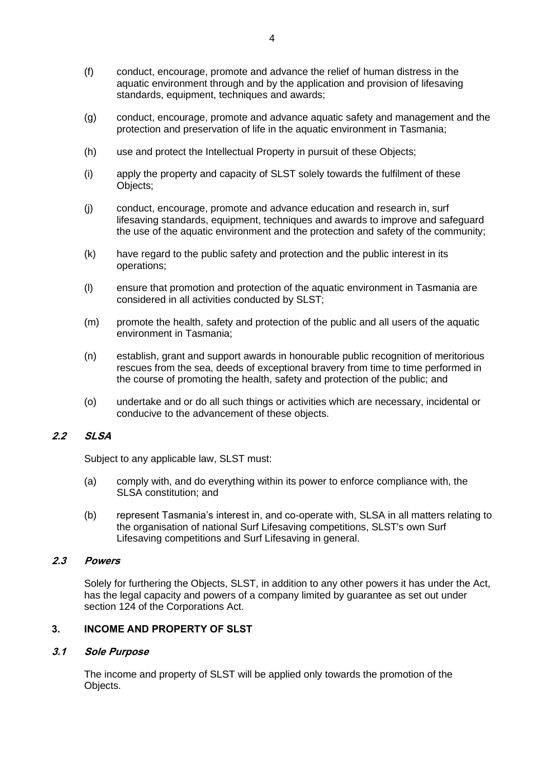(f) conduct, encourage, promote and advance the relief of human distress in the aquatic environment through and by the application and provision of lifesaving standards, equipment, techniques and awards;

(g) conduct, encourage, promote and advance aquatic safety and management and the protection and preservation of life in the aquatic environment in Tasmania;

(h) use and protect the Intellectual Property in pursuit of these Objects;

(i) apply the property and capacity of SLST solely towards the fulfilment of these Objects;

(j) conduct, encourage, promote and advance education and research in, surf lifesaving standards, equipment, techniques and awards to improve and safeguard the use of the aquatic environment and the protection and safety of the community;

(k) have regard to the public safety and protection and the public interest in its operations;

(l) ensure that promotion and protection of the aquatic environment in Tasmania are considered in all activities conducted by SLST;

(m) promote the health, safety and protection of the public and all users of the aquatic environment in Tasmania;

(n) establish, grant and support awards in honourable public recognition of meritorious rescues from the sea, deeds of exceptional bravery from time to time performed in the course of promoting the health, safety and protection of the public; and

(o) undertake and or do all such things or activities which are necessary, incidental or conducive to the advancement of these objects.

### *2.2 SLSA*

Subject to any applicable law, SLST must:

(a) comply with, and do everything within its power to enforce compliance with, the SLSA constitution; and

(b) represent Tasmania's interest in, and co-operate with, SLSA in all matters relating to the organisation of national Surf Lifesaving competitions, SLST's own Surf Lifesaving competitions and Surf Lifesaving in general.

### *2.3 Powers*

Solely for furthering the Objects, SLST, in addition to any other powers it has under the Act, has the legal capacity and powers of a company limited by guarantee as set out under section 124 of the Corporations Act.

## 3. INCOME AND PROPERTY OF SLST

### *3.1 Sole Purpose*

The income and property of SLST will be applied only towards the promotion of the Objects.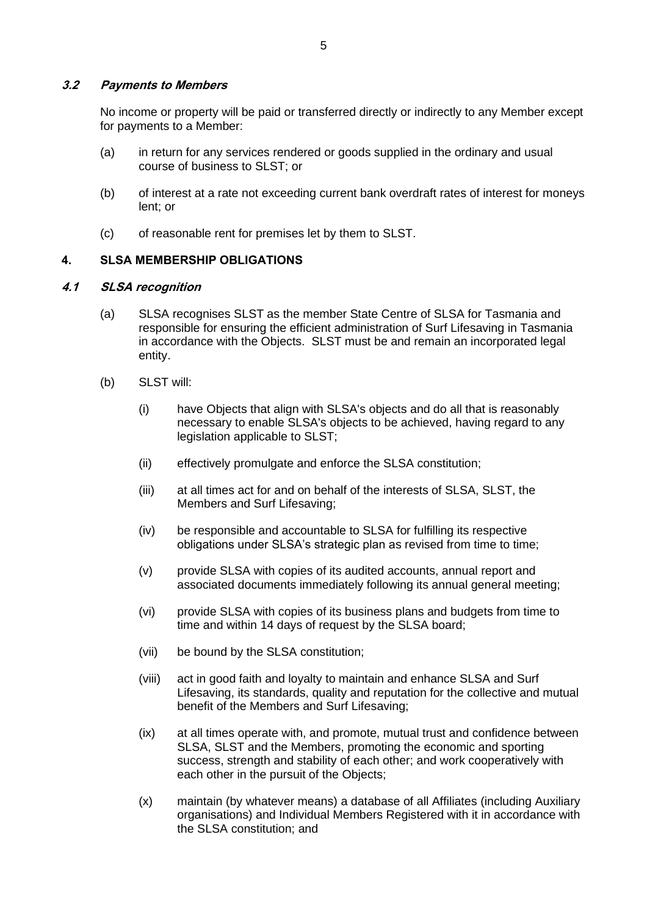### *3.2 Payments to Members*

No income or property will be paid or transferred directly or indirectly to any Member except for payments to a Member:

(a) in return for any services rendered or goods supplied in the ordinary and usual course of business to SLST; or

(b) of interest at a rate not exceeding current bank overdraft rates of interest for moneys lent; or

(c) of reasonable rent for premises let by them to SLST.

## 4. SLSA MEMBERSHIP OBLIGATIONS

### *4.1 SLSA recognition*

(a) SLSA recognises SLST as the member State Centre of SLSA for Tasmania and responsible for ensuring the efficient administration of Surf Lifesaving in Tasmania in accordance with the Objects. SLST must be and remain an incorporated legal entity.

(b) SLST will:

(i) have Objects that align with SLSA's objects and do all that is reasonably necessary to enable SLSA's objects to be achieved, having regard to any legislation applicable to SLST;

(ii) effectively promulgate and enforce the SLSA constitution;

(iii) at all times act for and on behalf of the interests of SLSA, SLST, the Members and Surf Lifesaving;

(iv) be responsible and accountable to SLSA for fulfilling its respective obligations under SLSA's strategic plan as revised from time to time;

(v) provide SLSA with copies of its audited accounts, annual report and associated documents immediately following its annual general meeting;

(vi) provide SLSA with copies of its business plans and budgets from time to time and within 14 days of request by the SLSA board;

(vii) be bound by the SLSA constitution;

(viii) act in good faith and loyalty to maintain and enhance SLSA and Surf Lifesaving, its standards, quality and reputation for the collective and mutual benefit of the Members and Surf Lifesaving;

(ix) at all times operate with, and promote, mutual trust and confidence between SLSA, SLST and the Members, promoting the economic and sporting success, strength and stability of each other; and work cooperatively with each other in the pursuit of the Objects;

(x) maintain (by whatever means) a database of all Affiliates (including Auxiliary organisations) and Individual Members Registered with it in accordance with the SLSA constitution; and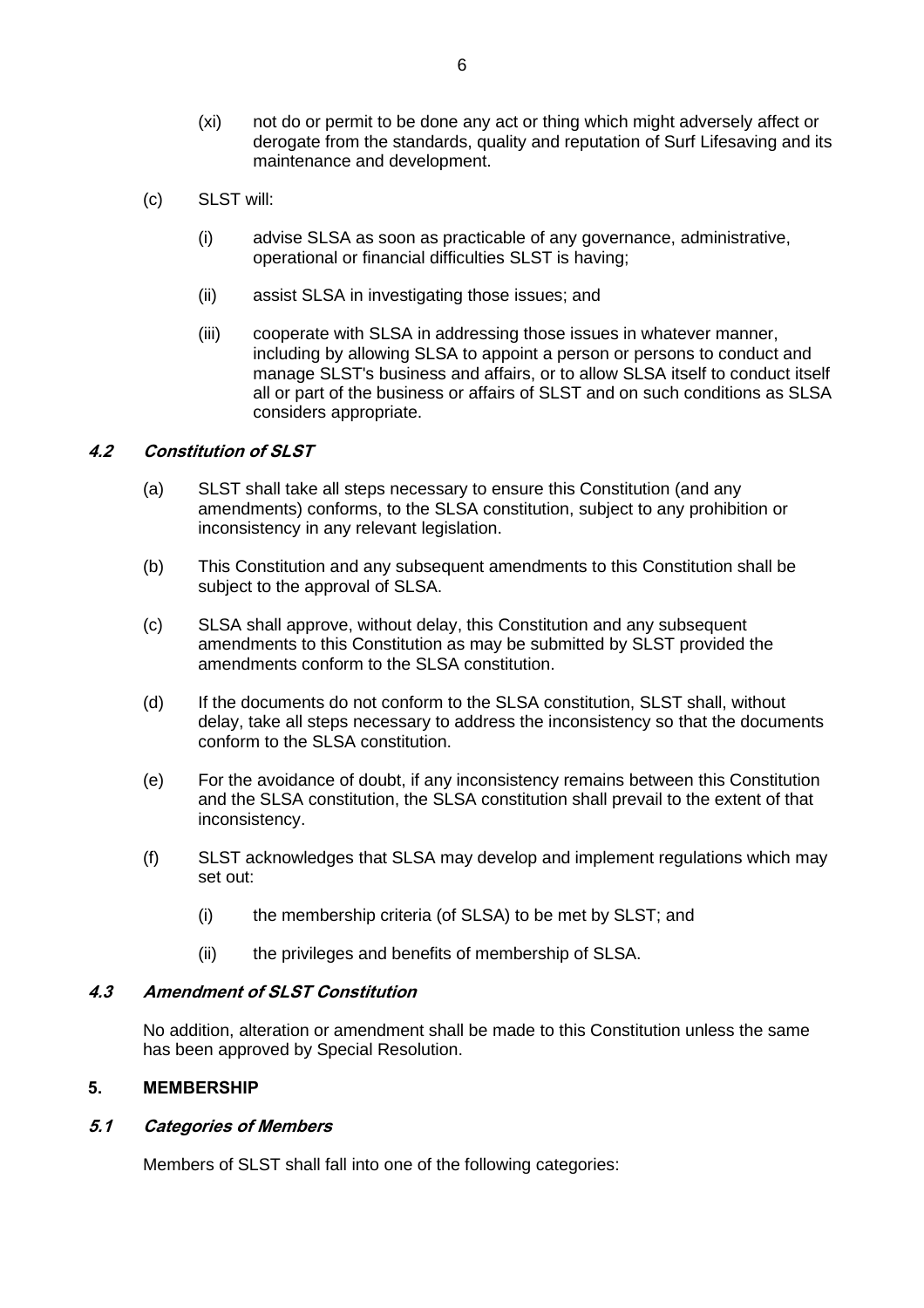(xi) not do or permit to be done any act or thing which might adversely affect or derogate from the standards, quality and reputation of Surf Lifesaving and its maintenance and development.

(c) SLST will:

(i) advise SLSA as soon as practicable of any governance, administrative, operational or financial difficulties SLST is having;

(ii) assist SLSA in investigating those issues; and

(iii) cooperate with SLSA in addressing those issues in whatever manner, including by allowing SLSA to appoint a person or persons to conduct and manage SLST's business and affairs, or to allow SLSA itself to conduct itself all or part of the business or affairs of SLST and on such conditions as SLSA considers appropriate.

### *4.2 Constitution of SLST*

(a) SLST shall take all steps necessary to ensure this Constitution (and any amendments) conforms, to the SLSA constitution, subject to any prohibition or inconsistency in any relevant legislation.

(b) This Constitution and any subsequent amendments to this Constitution shall be subject to the approval of SLSA.

(c) SLSA shall approve, without delay, this Constitution and any subsequent amendments to this Constitution as may be submitted by SLST provided the amendments conform to the SLSA constitution.

(d) If the documents do not conform to the SLSA constitution, SLST shall, without delay, take all steps necessary to address the inconsistency so that the documents conform to the SLSA constitution.

(e) For the avoidance of doubt, if any inconsistency remains between this Constitution and the SLSA constitution, the SLSA constitution shall prevail to the extent of that inconsistency.

(f) SLST acknowledges that SLSA may develop and implement regulations which may set out:

(i) the membership criteria (of SLSA) to be met by SLST; and

(ii) the privileges and benefits of membership of SLSA.

### *4.3 Amendment of SLST Constitution*

No addition, alteration or amendment shall be made to this Constitution unless the same has been approved by Special Resolution.

## 5. MEMBERSHIP

### *5.1 Categories of Members*

Members of SLST shall fall into one of the following categories: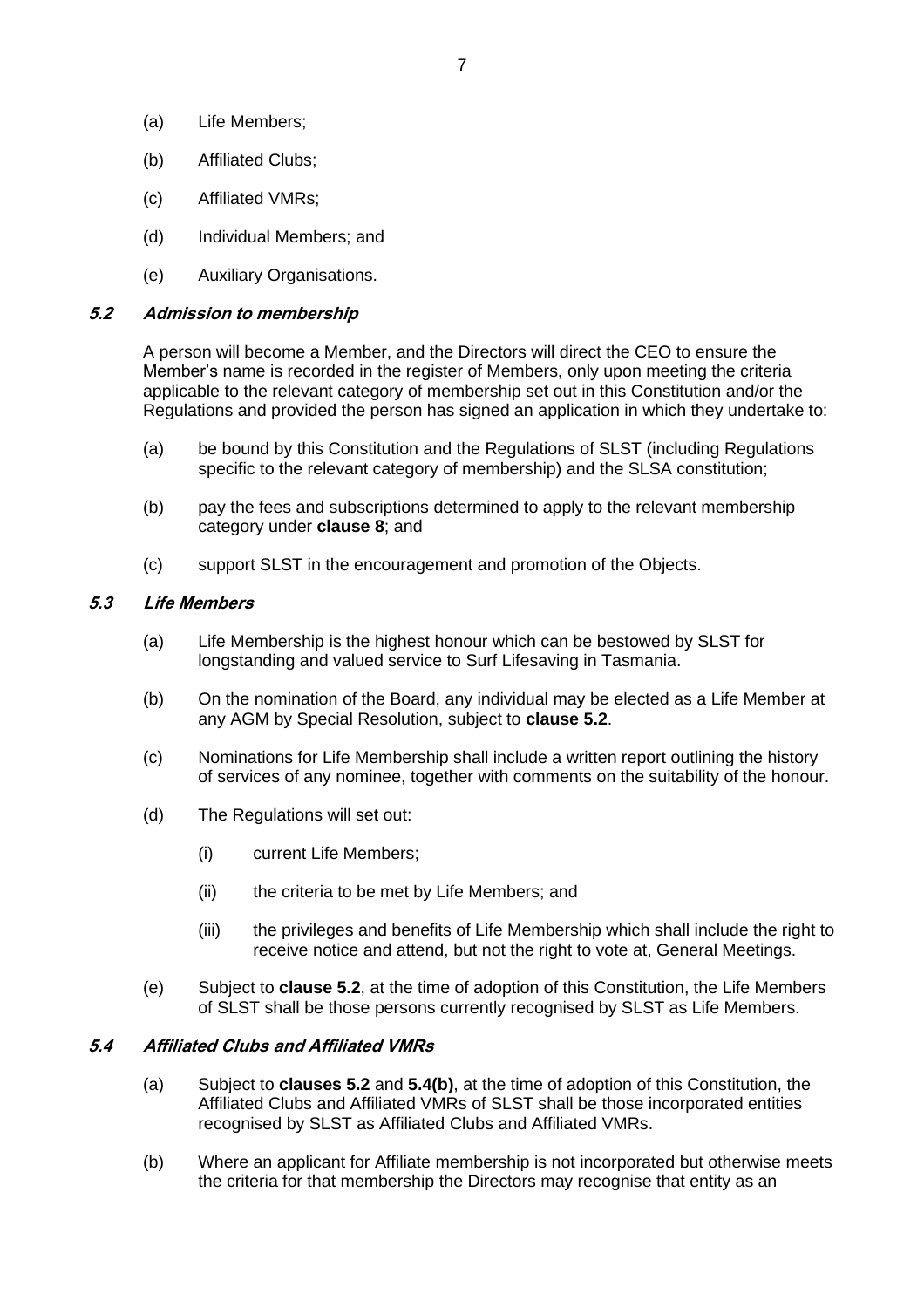(a) Life Members;

(b) Affiliated Clubs;

(c) Affiliated VMRs;

(d) Individual Members; and

(e) Auxiliary Organisations.

### *5.2 Admission to membership*

A person will become a Member, and the Directors will direct the CEO to ensure the Member's name is recorded in the register of Members, only upon meeting the criteria applicable to the relevant category of membership set out in this Constitution and/or the Regulations and provided the person has signed an application in which they undertake to:

(a) be bound by this Constitution and the Regulations of SLST (including Regulations specific to the relevant category of membership) and the SLSA constitution;

(b) pay the fees and subscriptions determined to apply to the relevant membership category under **clause 8**; and

(c) support SLST in the encouragement and promotion of the Objects.

### *5.3 Life Members*

(a) Life Membership is the highest honour which can be bestowed by SLST for longstanding and valued service to Surf Lifesaving in Tasmania.

(b) On the nomination of the Board, any individual may be elected as a Life Member at any AGM by Special Resolution, subject to **clause 5.2**.

(c) Nominations for Life Membership shall include a written report outlining the history of services of any nominee, together with comments on the suitability of the honour.

(d) The Regulations will set out:

  (i) current Life Members;

  (ii) the criteria to be met by Life Members; and

  (iii) the privileges and benefits of Life Membership which shall include the right to receive notice and attend, but not the right to vote at, General Meetings.

(e) Subject to **clause 5.2**, at the time of adoption of this Constitution, the Life Members of SLST shall be those persons currently recognised by SLST as Life Members.

### *5.4 Affiliated Clubs and Affiliated VMRs*

(a) Subject to **clauses 5.2** and **5.4(b)**, at the time of adoption of this Constitution, the Affiliated Clubs and Affiliated VMRs of SLST shall be those incorporated entities recognised by SLST as Affiliated Clubs and Affiliated VMRs.

(b) Where an applicant for Affiliate membership is not incorporated but otherwise meets the criteria for that membership the Directors may recognise that entity as an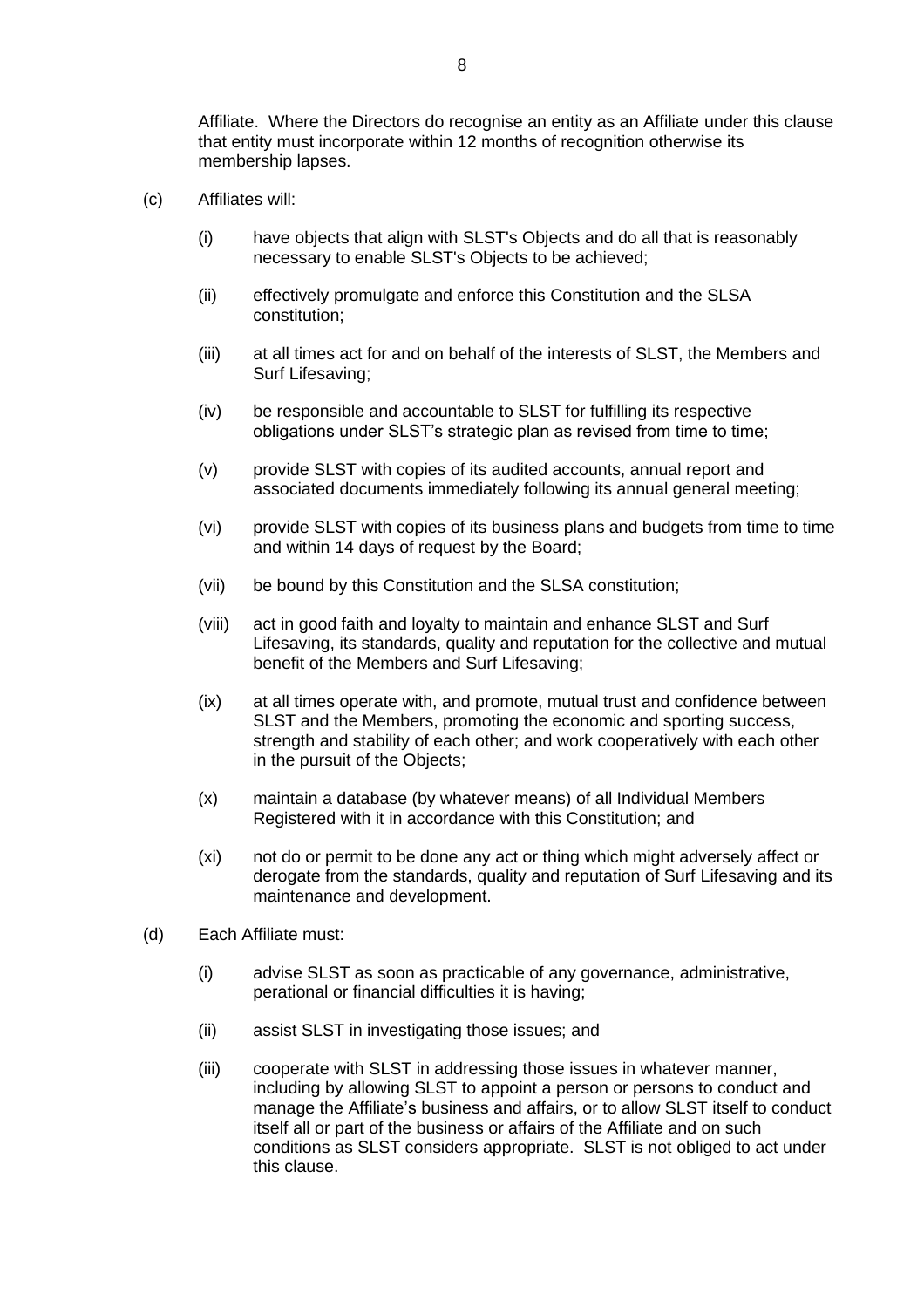Affiliate. Where the Directors do recognise an entity as an Affiliate under this clause that entity must incorporate within 12 months of recognition otherwise its membership lapses.

(c) Affiliates will:

(i) have objects that align with SLST's Objects and do all that is reasonably necessary to enable SLST's Objects to be achieved;

(ii) effectively promulgate and enforce this Constitution and the SLSA constitution;

(iii) at all times act for and on behalf of the interests of SLST, the Members and Surf Lifesaving;

(iv) be responsible and accountable to SLST for fulfilling its respective obligations under SLST's strategic plan as revised from time to time;

(v) provide SLST with copies of its audited accounts, annual report and associated documents immediately following its annual general meeting;

(vi) provide SLST with copies of its business plans and budgets from time to time and within 14 days of request by the Board;

(vii) be bound by this Constitution and the SLSA constitution;

(viii) act in good faith and loyalty to maintain and enhance SLST and Surf Lifesaving, its standards, quality and reputation for the collective and mutual benefit of the Members and Surf Lifesaving;

(ix) at all times operate with, and promote, mutual trust and confidence between SLST and the Members, promoting the economic and sporting success, strength and stability of each other; and work cooperatively with each other in the pursuit of the Objects;

(x) maintain a database (by whatever means) of all Individual Members Registered with it in accordance with this Constitution; and

(xi) not do or permit to be done any act or thing which might adversely affect or derogate from the standards, quality and reputation of Surf Lifesaving and its maintenance and development.

(d) Each Affiliate must:

(i) advise SLST as soon as practicable of any governance, administrative, perational or financial difficulties it is having;

(ii) assist SLST in investigating those issues; and

(iii) cooperate with SLST in addressing those issues in whatever manner, including by allowing SLST to appoint a person or persons to conduct and manage the Affiliate's business and affairs, or to allow SLST itself to conduct itself all or part of the business or affairs of the Affiliate and on such conditions as SLST considers appropriate. SLST is not obliged to act under this clause.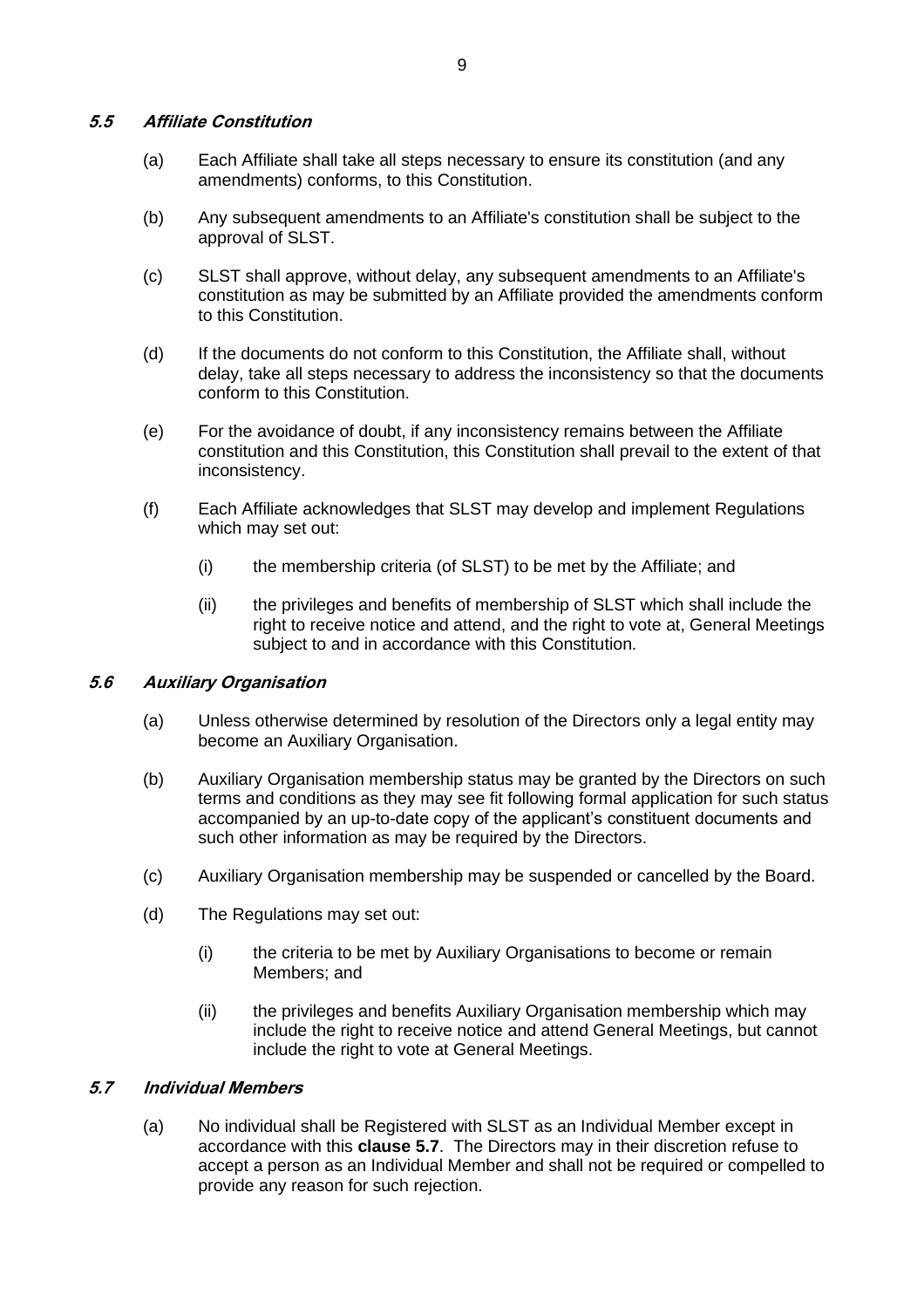### ***5.5 Affiliate Constitution***

(a) Each Affiliate shall take all steps necessary to ensure its constitution (and any amendments) conforms, to this Constitution.

(b) Any subsequent amendments to an Affiliate's constitution shall be subject to the approval of SLST.

(c) SLST shall approve, without delay, any subsequent amendments to an Affiliate's constitution as may be submitted by an Affiliate provided the amendments conform to this Constitution.

(d) If the documents do not conform to this Constitution, the Affiliate shall, without delay, take all steps necessary to address the inconsistency so that the documents conform to this Constitution.

(e) For the avoidance of doubt, if any inconsistency remains between the Affiliate constitution and this Constitution, this Constitution shall prevail to the extent of that inconsistency.

(f) Each Affiliate acknowledges that SLST may develop and implement Regulations which may set out:

 (i) the membership criteria (of SLST) to be met by the Affiliate; and

 (ii) the privileges and benefits of membership of SLST which shall include the right to receive notice and attend, and the right to vote at, General Meetings subject to and in accordance with this Constitution.

### ***5.6 Auxiliary Organisation***

(a) Unless otherwise determined by resolution of the Directors only a legal entity may become an Auxiliary Organisation.

(b) Auxiliary Organisation membership status may be granted by the Directors on such terms and conditions as they may see fit following formal application for such status accompanied by an up-to-date copy of the applicant's constituent documents and such other information as may be required by the Directors.

(c) Auxiliary Organisation membership may be suspended or cancelled by the Board.

(d) The Regulations may set out:

 (i) the criteria to be met by Auxiliary Organisations to become or remain Members; and

 (ii) the privileges and benefits Auxiliary Organisation membership which may include the right to receive notice and attend General Meetings, but cannot include the right to vote at General Meetings.

### ***5.7 Individual Members***

(a) No individual shall be Registered with SLST as an Individual Member except in accordance with this **clause 5.7**. The Directors may in their discretion refuse to accept a person as an Individual Member and shall not be required or compelled to provide any reason for such rejection.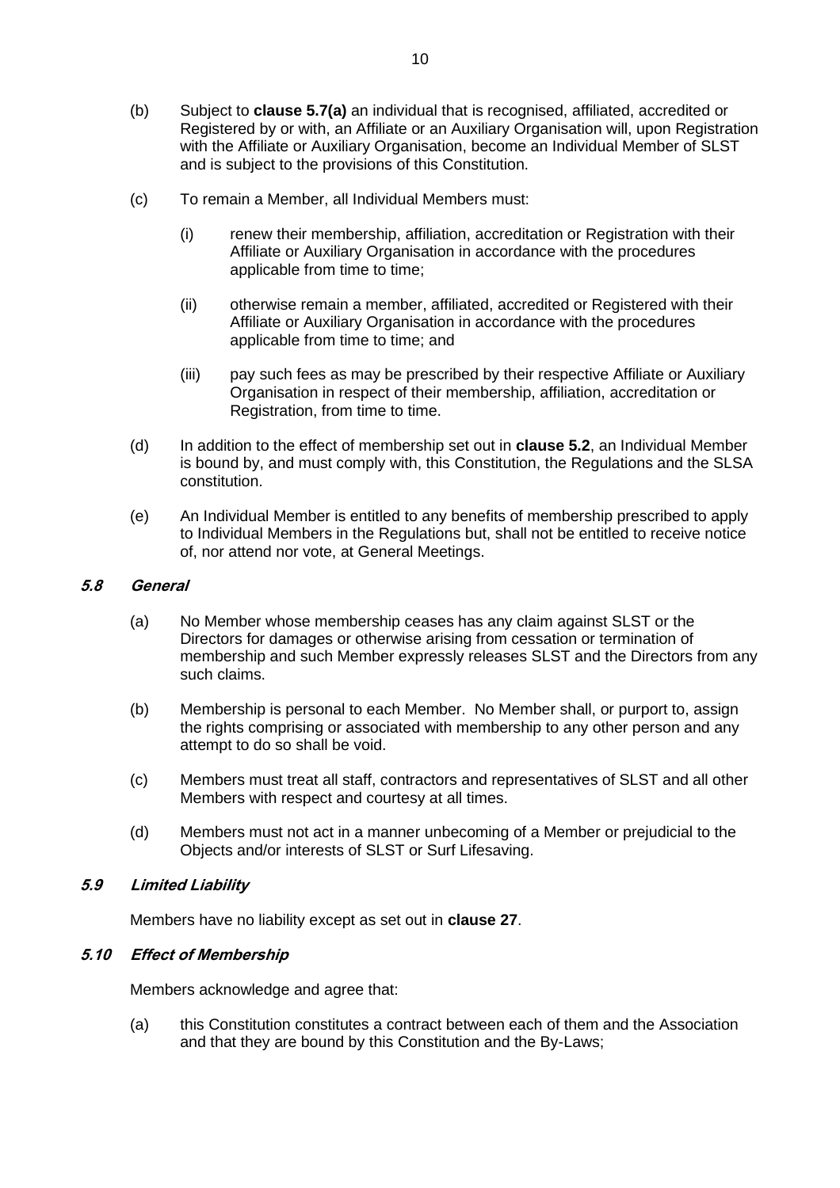(b) Subject to **clause 5.7(a)** an individual that is recognised, affiliated, accredited or Registered by or with, an Affiliate or an Auxiliary Organisation will, upon Registration with the Affiliate or Auxiliary Organisation, become an Individual Member of SLST and is subject to the provisions of this Constitution.

(c) To remain a Member, all Individual Members must:

(i) renew their membership, affiliation, accreditation or Registration with their Affiliate or Auxiliary Organisation in accordance with the procedures applicable from time to time;

(ii) otherwise remain a member, affiliated, accredited or Registered with their Affiliate or Auxiliary Organisation in accordance with the procedures applicable from time to time; and

(iii) pay such fees as may be prescribed by their respective Affiliate or Auxiliary Organisation in respect of their membership, affiliation, accreditation or Registration, from time to time.

(d) In addition to the effect of membership set out in **clause 5.2**, an Individual Member is bound by, and must comply with, this Constitution, the Regulations and the SLSA constitution.

(e) An Individual Member is entitled to any benefits of membership prescribed to apply to Individual Members in the Regulations but, shall not be entitled to receive notice of, nor attend nor vote, at General Meetings.

### *5.8 General*

(a) No Member whose membership ceases has any claim against SLST or the Directors for damages or otherwise arising from cessation or termination of membership and such Member expressly releases SLST and the Directors from any such claims.

(b) Membership is personal to each Member. No Member shall, or purport to, assign the rights comprising or associated with membership to any other person and any attempt to do so shall be void.

(c) Members must treat all staff, contractors and representatives of SLST and all other Members with respect and courtesy at all times.

(d) Members must not act in a manner unbecoming of a Member or prejudicial to the Objects and/or interests of SLST or Surf Lifesaving.

### *5.9 Limited Liability*

Members have no liability except as set out in **clause 27**.

### *5.10 Effect of Membership*

Members acknowledge and agree that:

(a) this Constitution constitutes a contract between each of them and the Association and that they are bound by this Constitution and the By-Laws;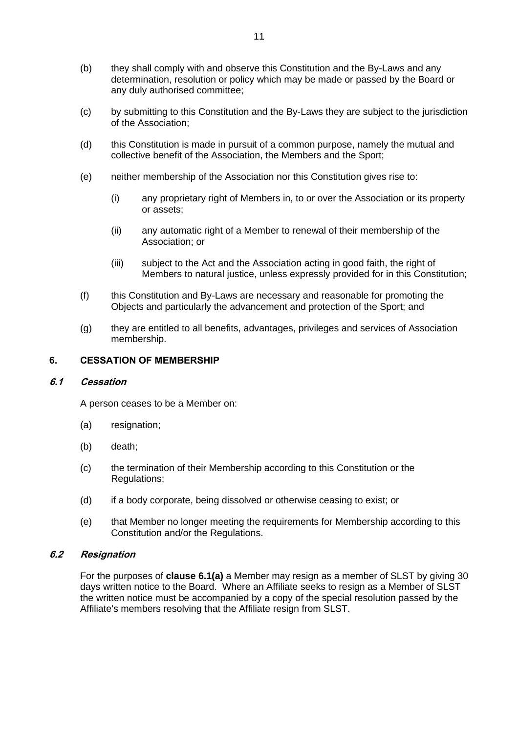(b) they shall comply with and observe this Constitution and the By-Laws and any determination, resolution or policy which may be made or passed by the Board or any duly authorised committee;

(c) by submitting to this Constitution and the By-Laws they are subject to the jurisdiction of the Association;

(d) this Constitution is made in pursuit of a common purpose, namely the mutual and collective benefit of the Association, the Members and the Sport;

(e) neither membership of the Association nor this Constitution gives rise to:

  (i) any proprietary right of Members in, to or over the Association or its property or assets;

  (ii) any automatic right of a Member to renewal of their membership of the Association; or

  (iii) subject to the Act and the Association acting in good faith, the right of Members to natural justice, unless expressly provided for in this Constitution;

(f) this Constitution and By-Laws are necessary and reasonable for promoting the Objects and particularly the advancement and protection of the Sport; and

(g) they are entitled to all benefits, advantages, privileges and services of Association membership.

## 6. CESSATION OF MEMBERSHIP

### *6.1 Cessation*

A person ceases to be a Member on:

(a) resignation;

(b) death;

(c) the termination of their Membership according to this Constitution or the Regulations;

(d) if a body corporate, being dissolved or otherwise ceasing to exist; or

(e) that Member no longer meeting the requirements for Membership according to this Constitution and/or the Regulations.

### *6.2 Resignation*

For the purposes of **clause 6.1(a)** a Member may resign as a member of SLST by giving 30 days written notice to the Board. Where an Affiliate seeks to resign as a Member of SLST the written notice must be accompanied by a copy of the special resolution passed by the Affiliate's members resolving that the Affiliate resign from SLST.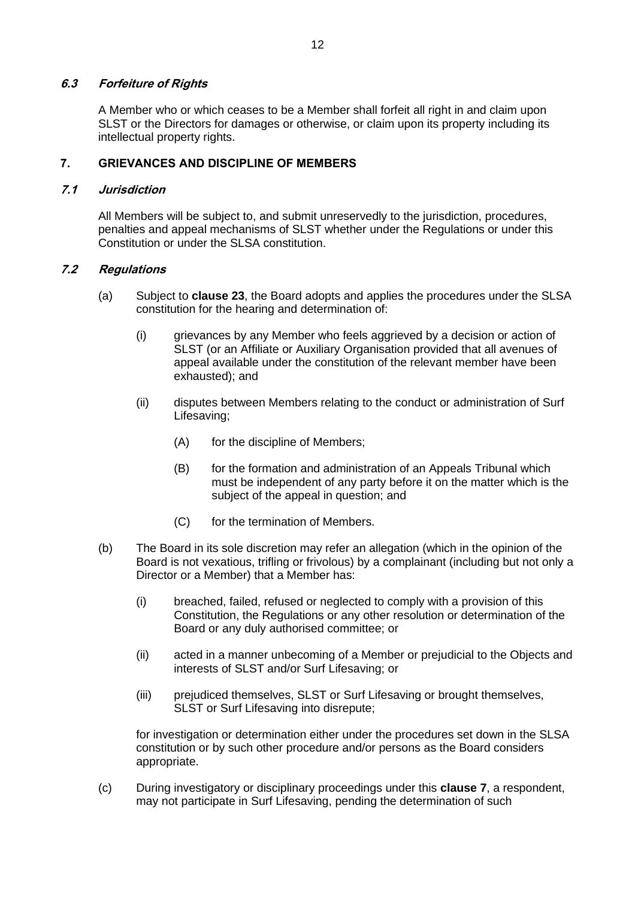### *6.3 Forfeiture of Rights*

A Member who or which ceases to be a Member shall forfeit all right in and claim upon SLST or the Directors for damages or otherwise, or claim upon its property including its intellectual property rights.

## 7. GRIEVANCES AND DISCIPLINE OF MEMBERS

### *7.1 Jurisdiction*

All Members will be subject to, and submit unreservedly to the jurisdiction, procedures, penalties and appeal mechanisms of SLST whether under the Regulations or under this Constitution or under the SLSA constitution.

### *7.2 Regulations*

(a) Subject to **clause 23**, the Board adopts and applies the procedures under the SLSA constitution for the hearing and determination of:

(i) grievances by any Member who feels aggrieved by a decision or action of SLST (or an Affiliate or Auxiliary Organisation provided that all avenues of appeal available under the constitution of the relevant member have been exhausted); and

(ii) disputes between Members relating to the conduct or administration of Surf Lifesaving;

(A) for the discipline of Members;

(B) for the formation and administration of an Appeals Tribunal which must be independent of any party before it on the matter which is the subject of the appeal in question; and

(C) for the termination of Members.

(b) The Board in its sole discretion may refer an allegation (which in the opinion of the Board is not vexatious, trifling or frivolous) by a complainant (including but not only a Director or a Member) that a Member has:

(i) breached, failed, refused or neglected to comply with a provision of this Constitution, the Regulations or any other resolution or determination of the Board or any duly authorised committee; or

(ii) acted in a manner unbecoming of a Member or prejudicial to the Objects and interests of SLST and/or Surf Lifesaving; or

(iii) prejudiced themselves, SLST or Surf Lifesaving or brought themselves, SLST or Surf Lifesaving into disrepute;

for investigation or determination either under the procedures set down in the SLSA constitution or by such other procedure and/or persons as the Board considers appropriate.

(c) During investigatory or disciplinary proceedings under this **clause 7**, a respondent, may not participate in Surf Lifesaving, pending the determination of such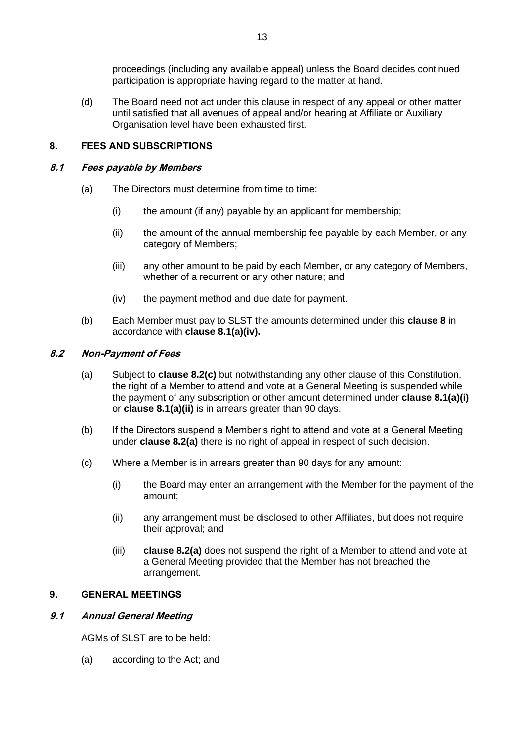proceedings (including any available appeal) unless the Board decides continued participation is appropriate having regard to the matter at hand.

(d) The Board need not act under this clause in respect of any appeal or other matter until satisfied that all avenues of appeal and/or hearing at Affiliate or Auxiliary Organisation level have been exhausted first.

## 8. FEES AND SUBSCRIPTIONS

### *8.1 Fees payable by Members*

(a) The Directors must determine from time to time:

(i) the amount (if any) payable by an applicant for membership;

(ii) the amount of the annual membership fee payable by each Member, or any category of Members;

(iii) any other amount to be paid by each Member, or any category of Members, whether of a recurrent or any other nature; and

(iv) the payment method and due date for payment.

(b) Each Member must pay to SLST the amounts determined under this **clause 8** in accordance with **clause 8.1(a)(iv).**

### *8.2 Non-Payment of Fees*

(a) Subject to **clause 8.2(c)** but notwithstanding any other clause of this Constitution, the right of a Member to attend and vote at a General Meeting is suspended while the payment of any subscription or other amount determined under **clause 8.1(a)(i)** or **clause 8.1(a)(ii)** is in arrears greater than 90 days.

(b) If the Directors suspend a Member's right to attend and vote at a General Meeting under **clause 8.2(a)** there is no right of appeal in respect of such decision.

(c) Where a Member is in arrears greater than 90 days for any amount:

(i) the Board may enter an arrangement with the Member for the payment of the amount;

(ii) any arrangement must be disclosed to other Affiliates, but does not require their approval; and

(iii) **clause 8.2(a)** does not suspend the right of a Member to attend and vote at a General Meeting provided that the Member has not breached the arrangement.

## 9. GENERAL MEETINGS

### *9.1 Annual General Meeting*

AGMs of SLST are to be held:

(a) according to the Act; and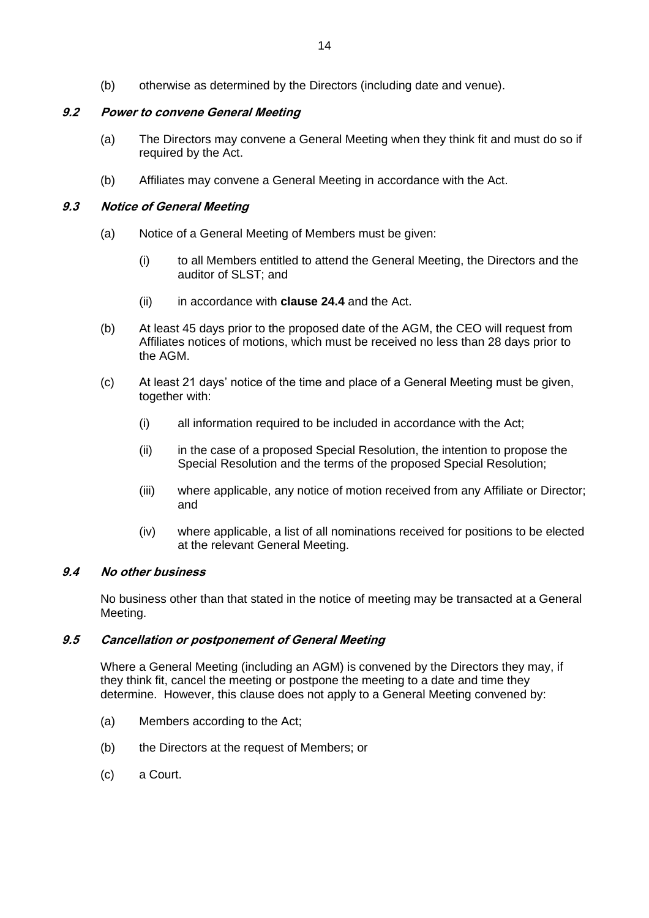(b) otherwise as determined by the Directors (including date and venue).

### ***9.2 Power to convene General Meeting***

(a) The Directors may convene a General Meeting when they think fit and must do so if required by the Act.

(b) Affiliates may convene a General Meeting in accordance with the Act.

### ***9.3 Notice of General Meeting***

(a) Notice of a General Meeting of Members must be given:

  (i) to all Members entitled to attend the General Meeting, the Directors and the auditor of SLST; and

  (ii) in accordance with **clause 24.4** and the Act.

(b) At least 45 days prior to the proposed date of the AGM, the CEO will request from Affiliates notices of motions, which must be received no less than 28 days prior to the AGM.

(c) At least 21 days' notice of the time and place of a General Meeting must be given, together with:

  (i) all information required to be included in accordance with the Act;

  (ii) in the case of a proposed Special Resolution, the intention to propose the Special Resolution and the terms of the proposed Special Resolution;

  (iii) where applicable, any notice of motion received from any Affiliate or Director; and

  (iv) where applicable, a list of all nominations received for positions to be elected at the relevant General Meeting.

### ***9.4 No other business***

No business other than that stated in the notice of meeting may be transacted at a General Meeting.

### ***9.5 Cancellation or postponement of General Meeting***

Where a General Meeting (including an AGM) is convened by the Directors they may, if they think fit, cancel the meeting or postpone the meeting to a date and time they determine. However, this clause does not apply to a General Meeting convened by:

(a) Members according to the Act;

(b) the Directors at the request of Members; or

(c) a Court.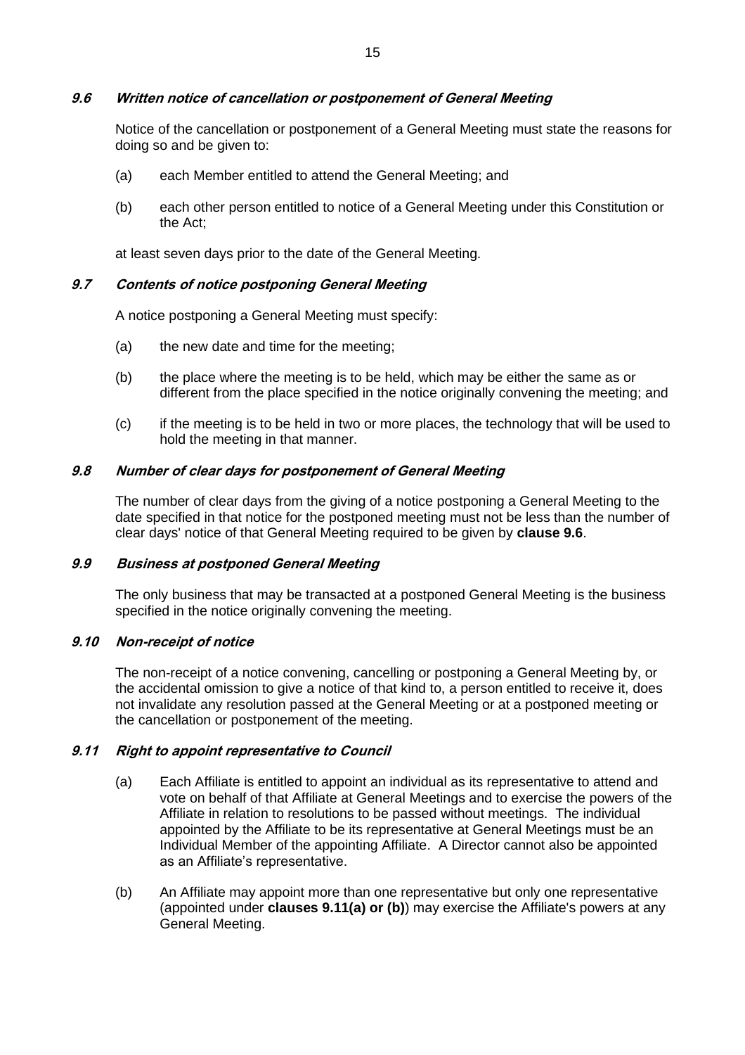#### *9.6 Written notice of cancellation or postponement of General Meeting*

Notice of the cancellation or postponement of a General Meeting must state the reasons for doing so and be given to:

(a) each Member entitled to attend the General Meeting; and

(b) each other person entitled to notice of a General Meeting under this Constitution or the Act;

at least seven days prior to the date of the General Meeting.

#### *9.7 Contents of notice postponing General Meeting*

A notice postponing a General Meeting must specify:

(a) the new date and time for the meeting;

(b) the place where the meeting is to be held, which may be either the same as or different from the place specified in the notice originally convening the meeting; and

(c) if the meeting is to be held in two or more places, the technology that will be used to hold the meeting in that manner.

#### *9.8 Number of clear days for postponement of General Meeting*

The number of clear days from the giving of a notice postponing a General Meeting to the date specified in that notice for the postponed meeting must not be less than the number of clear days' notice of that General Meeting required to be given by **clause 9.6**.

#### *9.9 Business at postponed General Meeting*

The only business that may be transacted at a postponed General Meeting is the business specified in the notice originally convening the meeting.

#### *9.10 Non-receipt of notice*

The non-receipt of a notice convening, cancelling or postponing a General Meeting by, or the accidental omission to give a notice of that kind to, a person entitled to receive it, does not invalidate any resolution passed at the General Meeting or at a postponed meeting or the cancellation or postponement of the meeting.

#### *9.11 Right to appoint representative to Council*

(a) Each Affiliate is entitled to appoint an individual as its representative to attend and vote on behalf of that Affiliate at General Meetings and to exercise the powers of the Affiliate in relation to resolutions to be passed without meetings. The individual appointed by the Affiliate to be its representative at General Meetings must be an Individual Member of the appointing Affiliate. A Director cannot also be appointed as an Affiliate's representative.

(b) An Affiliate may appoint more than one representative but only one representative (appointed under **clauses 9.11(a) or (b)**) may exercise the Affiliate's powers at any General Meeting.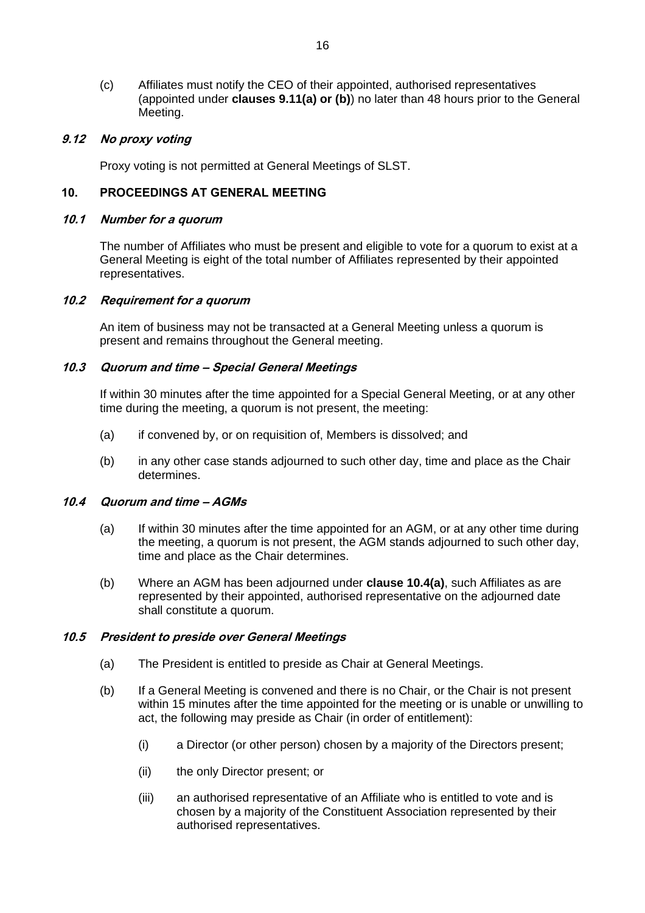(c) Affiliates must notify the CEO of their appointed, authorised representatives (appointed under **clauses 9.11(a) or (b)**) no later than 48 hours prior to the General Meeting.

### *9.12 No proxy voting*

Proxy voting is not permitted at General Meetings of SLST.

## 10. PROCEEDINGS AT GENERAL MEETING

### *10.1 Number for a quorum*

The number of Affiliates who must be present and eligible to vote for a quorum to exist at a General Meeting is eight of the total number of Affiliates represented by their appointed representatives.

### *10.2 Requirement for a quorum*

An item of business may not be transacted at a General Meeting unless a quorum is present and remains throughout the General meeting.

### *10.3 Quorum and time – Special General Meetings*

If within 30 minutes after the time appointed for a Special General Meeting, or at any other time during the meeting, a quorum is not present, the meeting:

(a) if convened by, or on requisition of, Members is dissolved; and

(b) in any other case stands adjourned to such other day, time and place as the Chair determines.

### *10.4 Quorum and time – AGMs*

(a) If within 30 minutes after the time appointed for an AGM, or at any other time during the meeting, a quorum is not present, the AGM stands adjourned to such other day, time and place as the Chair determines.

(b) Where an AGM has been adjourned under **clause 10.4(a)**, such Affiliates as are represented by their appointed, authorised representative on the adjourned date shall constitute a quorum.

### *10.5 President to preside over General Meetings*

(a) The President is entitled to preside as Chair at General Meetings.

(b) If a General Meeting is convened and there is no Chair, or the Chair is not present within 15 minutes after the time appointed for the meeting or is unable or unwilling to act, the following may preside as Chair (in order of entitlement):

   (i) a Director (or other person) chosen by a majority of the Directors present;

   (ii) the only Director present; or

   (iii) an authorised representative of an Affiliate who is entitled to vote and is chosen by a majority of the Constituent Association represented by their authorised representatives.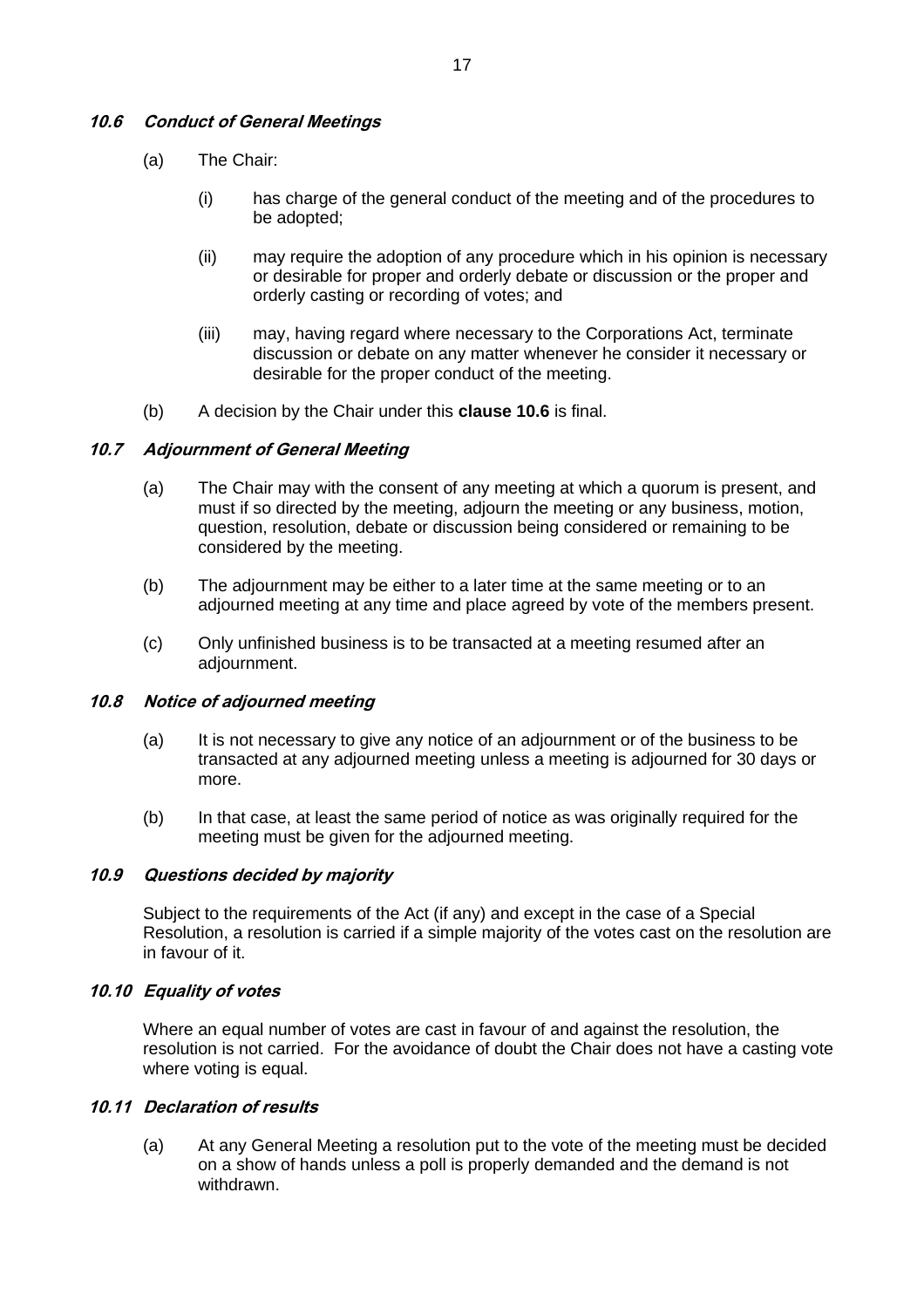### *10.6 Conduct of General Meetings*

(a) The Chair:

(i) has charge of the general conduct of the meeting and of the procedures to be adopted;

(ii) may require the adoption of any procedure which in his opinion is necessary or desirable for proper and orderly debate or discussion or the proper and orderly casting or recording of votes; and

(iii) may, having regard where necessary to the Corporations Act, terminate discussion or debate on any matter whenever he consider it necessary or desirable for the proper conduct of the meeting.

(b) A decision by the Chair under this **clause 10.6** is final.

### *10.7 Adjournment of General Meeting*

(a) The Chair may with the consent of any meeting at which a quorum is present, and must if so directed by the meeting, adjourn the meeting or any business, motion, question, resolution, debate or discussion being considered or remaining to be considered by the meeting.

(b) The adjournment may be either to a later time at the same meeting or to an adjourned meeting at any time and place agreed by vote of the members present.

(c) Only unfinished business is to be transacted at a meeting resumed after an adjournment.

### *10.8 Notice of adjourned meeting*

(a) It is not necessary to give any notice of an adjournment or of the business to be transacted at any adjourned meeting unless a meeting is adjourned for 30 days or more.

(b) In that case, at least the same period of notice as was originally required for the meeting must be given for the adjourned meeting.

### *10.9 Questions decided by majority*

Subject to the requirements of the Act (if any) and except in the case of a Special Resolution, a resolution is carried if a simple majority of the votes cast on the resolution are in favour of it.

### *10.10 Equality of votes*

Where an equal number of votes are cast in favour of and against the resolution, the resolution is not carried. For the avoidance of doubt the Chair does not have a casting vote where voting is equal.

### *10.11 Declaration of results*

(a) At any General Meeting a resolution put to the vote of the meeting must be decided on a show of hands unless a poll is properly demanded and the demand is not withdrawn.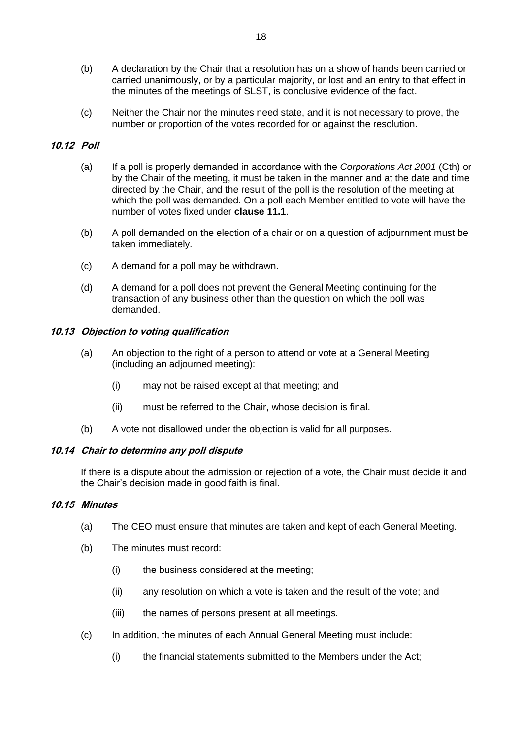(b) A declaration by the Chair that a resolution has on a show of hands been carried or carried unanimously, or by a particular majority, or lost and an entry to that effect in the minutes of the meetings of SLST, is conclusive evidence of the fact.

(c) Neither the Chair nor the minutes need state, and it is not necessary to prove, the number or proportion of the votes recorded for or against the resolution.

### *10.12 Poll*

(a) If a poll is properly demanded in accordance with the *Corporations Act 2001* (Cth) or by the Chair of the meeting, it must be taken in the manner and at the date and time directed by the Chair, and the result of the poll is the resolution of the meeting at which the poll was demanded. On a poll each Member entitled to vote will have the number of votes fixed under **clause 11.1**.

(b) A poll demanded on the election of a chair or on a question of adjournment must be taken immediately.

(c) A demand for a poll may be withdrawn.

(d) A demand for a poll does not prevent the General Meeting continuing for the transaction of any business other than the question on which the poll was demanded.

### *10.13 Objection to voting qualification*

(a) An objection to the right of a person to attend or vote at a General Meeting (including an adjourned meeting):

  (i) may not be raised except at that meeting; and

  (ii) must be referred to the Chair, whose decision is final.

(b) A vote not disallowed under the objection is valid for all purposes.

### *10.14 Chair to determine any poll dispute*

If there is a dispute about the admission or rejection of a vote, the Chair must decide it and the Chair's decision made in good faith is final.

### *10.15 Minutes*

(a) The CEO must ensure that minutes are taken and kept of each General Meeting.

(b) The minutes must record:

  (i) the business considered at the meeting;

  (ii) any resolution on which a vote is taken and the result of the vote; and

  (iii) the names of persons present at all meetings.

(c) In addition, the minutes of each Annual General Meeting must include:

  (i) the financial statements submitted to the Members under the Act;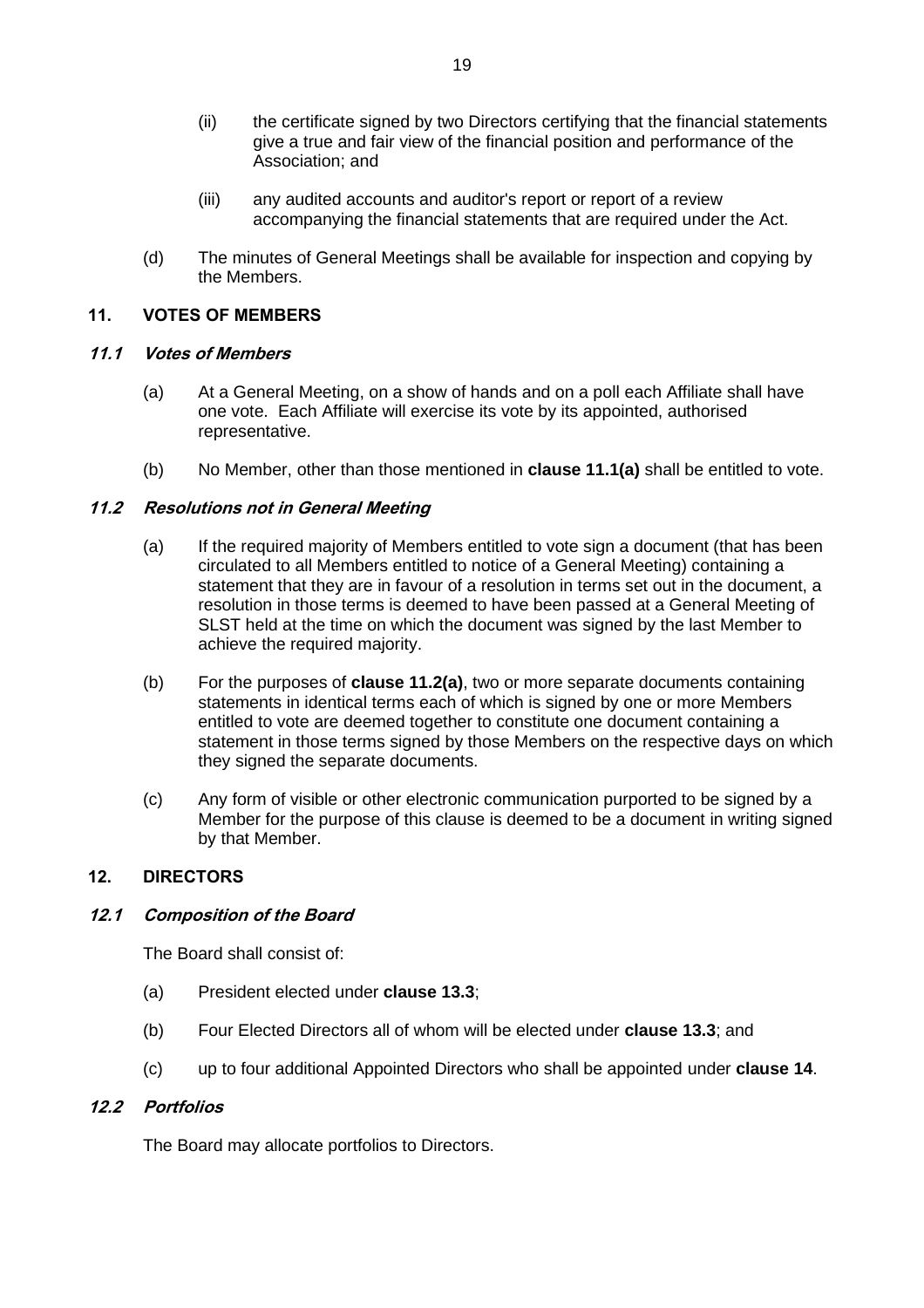(ii) the certificate signed by two Directors certifying that the financial statements give a true and fair view of the financial position and performance of the Association; and

(iii) any audited accounts and auditor's report or report of a review accompanying the financial statements that are required under the Act.

(d) The minutes of General Meetings shall be available for inspection and copying by the Members.

## 11. VOTES OF MEMBERS

### *11.1 Votes of Members*

(a) At a General Meeting, on a show of hands and on a poll each Affiliate shall have one vote. Each Affiliate will exercise its vote by its appointed, authorised representative.

(b) No Member, other than those mentioned in **clause 11.1(a)** shall be entitled to vote.

### *11.2 Resolutions not in General Meeting*

(a) If the required majority of Members entitled to vote sign a document (that has been circulated to all Members entitled to notice of a General Meeting) containing a statement that they are in favour of a resolution in terms set out in the document, a resolution in those terms is deemed to have been passed at a General Meeting of SLST held at the time on which the document was signed by the last Member to achieve the required majority.

(b) For the purposes of **clause 11.2(a)**, two or more separate documents containing statements in identical terms each of which is signed by one or more Members entitled to vote are deemed together to constitute one document containing a statement in those terms signed by those Members on the respective days on which they signed the separate documents.

(c) Any form of visible or other electronic communication purported to be signed by a Member for the purpose of this clause is deemed to be a document in writing signed by that Member.

## 12. DIRECTORS

### *12.1 Composition of the Board*

The Board shall consist of:

(a) President elected under **clause 13.3**;

(b) Four Elected Directors all of whom will be elected under **clause 13.3**; and

(c) up to four additional Appointed Directors who shall be appointed under **clause 14**.

### *12.2 Portfolios*

The Board may allocate portfolios to Directors.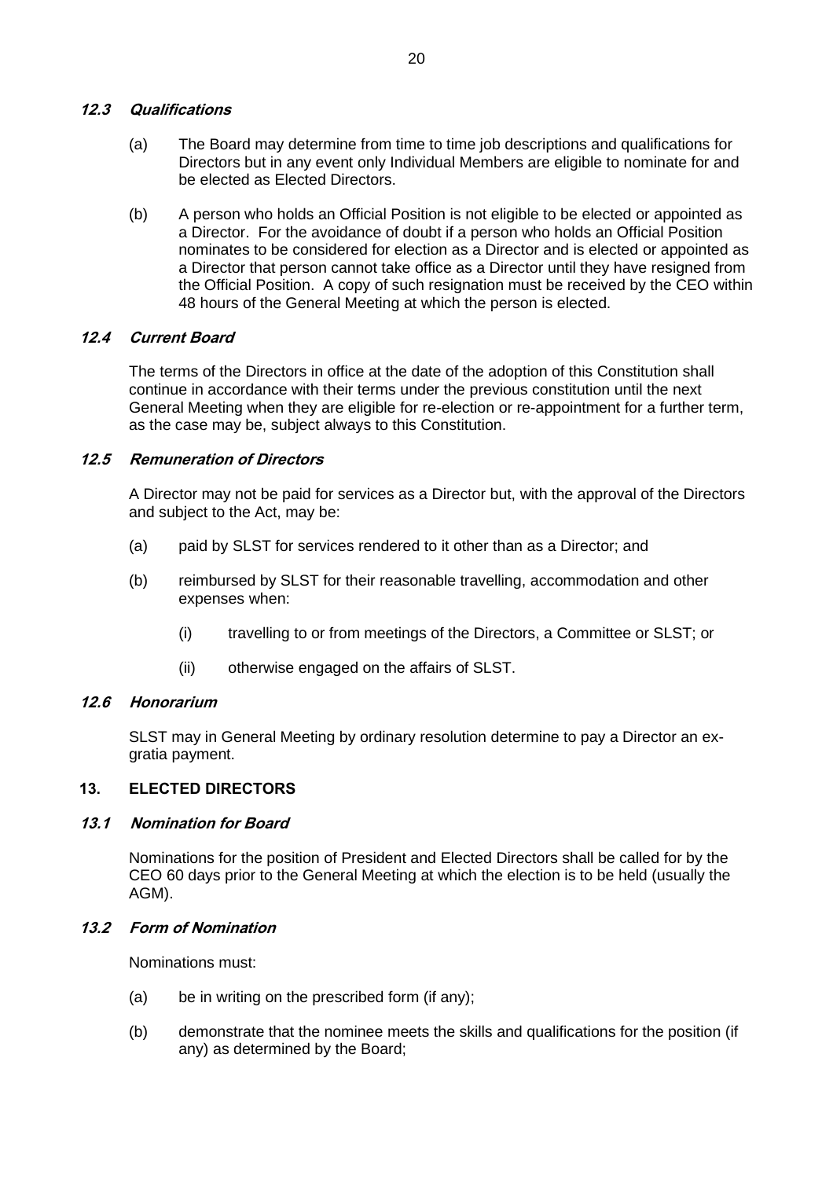### *12.3 Qualifications*

(a) The Board may determine from time to time job descriptions and qualifications for Directors but in any event only Individual Members are eligible to nominate for and be elected as Elected Directors.

(b) A person who holds an Official Position is not eligible to be elected or appointed as a Director. For the avoidance of doubt if a person who holds an Official Position nominates to be considered for election as a Director and is elected or appointed as a Director that person cannot take office as a Director until they have resigned from the Official Position. A copy of such resignation must be received by the CEO within 48 hours of the General Meeting at which the person is elected.

### *12.4 Current Board*

The terms of the Directors in office at the date of the adoption of this Constitution shall continue in accordance with their terms under the previous constitution until the next General Meeting when they are eligible for re-election or re-appointment for a further term, as the case may be, subject always to this Constitution.

### *12.5 Remuneration of Directors*

A Director may not be paid for services as a Director but, with the approval of the Directors and subject to the Act, may be:

(a) paid by SLST for services rendered to it other than as a Director; and

(b) reimbursed by SLST for their reasonable travelling, accommodation and other expenses when:

    (i) travelling to or from meetings of the Directors, a Committee or SLST; or

    (ii) otherwise engaged on the affairs of SLST.

### *12.6 Honorarium*

SLST may in General Meeting by ordinary resolution determine to pay a Director an ex-gratia payment.

## 13. ELECTED DIRECTORS

### *13.1 Nomination for Board*

Nominations for the position of President and Elected Directors shall be called for by the CEO 60 days prior to the General Meeting at which the election is to be held (usually the AGM).

### *13.2 Form of Nomination*

Nominations must:

(a) be in writing on the prescribed form (if any);

(b) demonstrate that the nominee meets the skills and qualifications for the position (if any) as determined by the Board;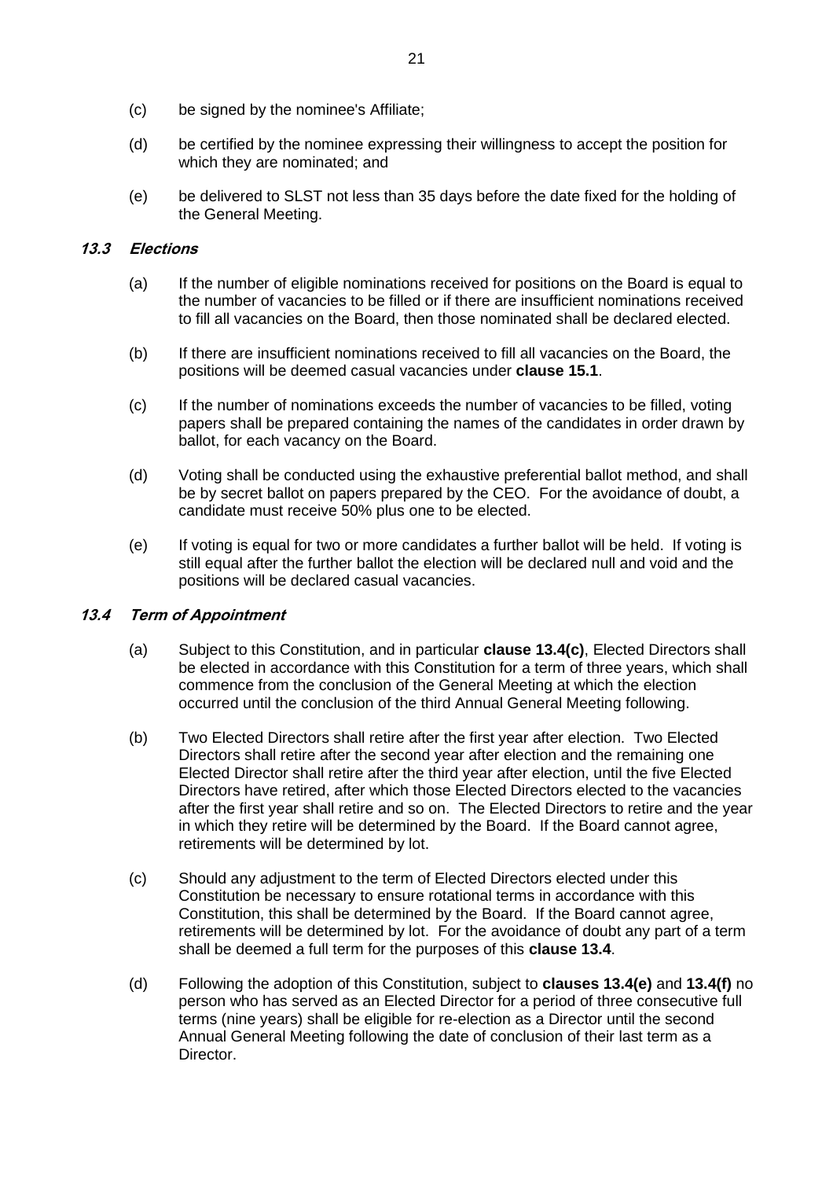(c) be signed by the nominee's Affiliate;

(d) be certified by the nominee expressing their willingness to accept the position for which they are nominated; and

(e) be delivered to SLST not less than 35 days before the date fixed for the holding of the General Meeting.

### 13.3 Elections

(a) If the number of eligible nominations received for positions on the Board is equal to the number of vacancies to be filled or if there are insufficient nominations received to fill all vacancies on the Board, then those nominated shall be declared elected.

(b) If there are insufficient nominations received to fill all vacancies on the Board, the positions will be deemed casual vacancies under **clause 15.1**.

(c) If the number of nominations exceeds the number of vacancies to be filled, voting papers shall be prepared containing the names of the candidates in order drawn by ballot, for each vacancy on the Board.

(d) Voting shall be conducted using the exhaustive preferential ballot method, and shall be by secret ballot on papers prepared by the CEO. For the avoidance of doubt, a candidate must receive 50% plus one to be elected.

(e) If voting is equal for two or more candidates a further ballot will be held. If voting is still equal after the further ballot the election will be declared null and void and the positions will be declared casual vacancies.

### 13.4 Term of Appointment

(a) Subject to this Constitution, and in particular **clause 13.4(c)**, Elected Directors shall be elected in accordance with this Constitution for a term of three years, which shall commence from the conclusion of the General Meeting at which the election occurred until the conclusion of the third Annual General Meeting following.

(b) Two Elected Directors shall retire after the first year after election. Two Elected Directors shall retire after the second year after election and the remaining one Elected Director shall retire after the third year after election, until the five Elected Directors have retired, after which those Elected Directors elected to the vacancies after the first year shall retire and so on. The Elected Directors to retire and the year in which they retire will be determined by the Board. If the Board cannot agree, retirements will be determined by lot.

(c) Should any adjustment to the term of Elected Directors elected under this Constitution be necessary to ensure rotational terms in accordance with this Constitution, this shall be determined by the Board. If the Board cannot agree, retirements will be determined by lot. For the avoidance of doubt any part of a term shall be deemed a full term for the purposes of this **clause 13.4**.

(d) Following the adoption of this Constitution, subject to **clauses 13.4(e)** and **13.4(f)** no person who has served as an Elected Director for a period of three consecutive full terms (nine years) shall be eligible for re-election as a Director until the second Annual General Meeting following the date of conclusion of their last term as a Director.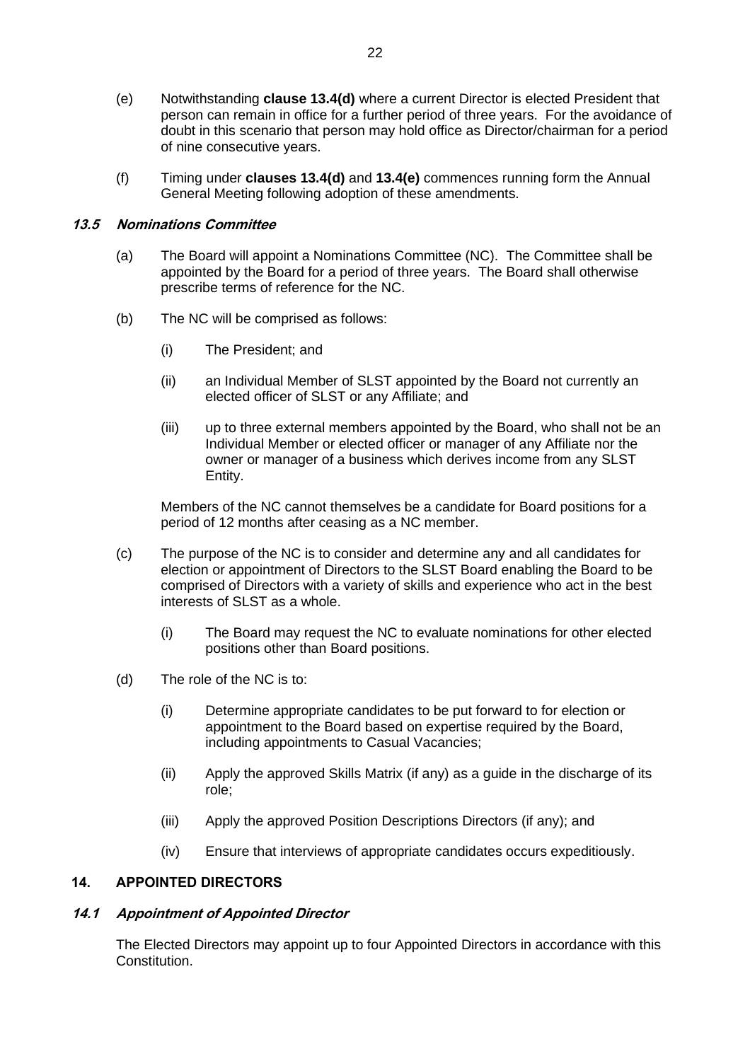(e) Notwithstanding **clause 13.4(d)** where a current Director is elected President that person can remain in office for a further period of three years. For the avoidance of doubt in this scenario that person may hold office as Director/chairman for a period of nine consecutive years.

(f) Timing under **clauses 13.4(d)** and **13.4(e)** commences running form the Annual General Meeting following adoption of these amendments.

### *13.5 Nominations Committee*

(a) The Board will appoint a Nominations Committee (NC). The Committee shall be appointed by the Board for a period of three years. The Board shall otherwise prescribe terms of reference for the NC.

(b) The NC will be comprised as follows:

(i) The President; and

(ii) an Individual Member of SLST appointed by the Board not currently an elected officer of SLST or any Affiliate; and

(iii) up to three external members appointed by the Board, who shall not be an Individual Member or elected officer or manager of any Affiliate nor the owner or manager of a business which derives income from any SLST Entity.

Members of the NC cannot themselves be a candidate for Board positions for a period of 12 months after ceasing as a NC member.

(c) The purpose of the NC is to consider and determine any and all candidates for election or appointment of Directors to the SLST Board enabling the Board to be comprised of Directors with a variety of skills and experience who act in the best interests of SLST as a whole.

(i) The Board may request the NC to evaluate nominations for other elected positions other than Board positions.

(d) The role of the NC is to:

(i) Determine appropriate candidates to be put forward to for election or appointment to the Board based on expertise required by the Board, including appointments to Casual Vacancies;

(ii) Apply the approved Skills Matrix (if any) as a guide in the discharge of its role;

(iii) Apply the approved Position Descriptions Directors (if any); and

(iv) Ensure that interviews of appropriate candidates occurs expeditiously.

## 14. APPOINTED DIRECTORS

### *14.1 Appointment of Appointed Director*

The Elected Directors may appoint up to four Appointed Directors in accordance with this Constitution.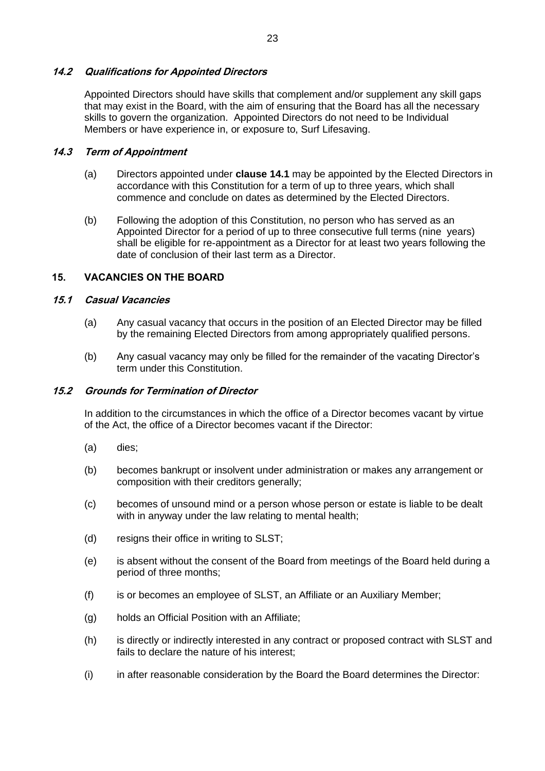### *14.2 Qualifications for Appointed Directors*

Appointed Directors should have skills that complement and/or supplement any skill gaps that may exist in the Board, with the aim of ensuring that the Board has all the necessary skills to govern the organization. Appointed Directors do not need to be Individual Members or have experience in, or exposure to, Surf Lifesaving.

### *14.3 Term of Appointment*

(a) Directors appointed under **clause 14.1** may be appointed by the Elected Directors in accordance with this Constitution for a term of up to three years, which shall commence and conclude on dates as determined by the Elected Directors.

(b) Following the adoption of this Constitution, no person who has served as an Appointed Director for a period of up to three consecutive full terms (nine years) shall be eligible for re-appointment as a Director for at least two years following the date of conclusion of their last term as a Director.

## 15. VACANCIES ON THE BOARD

### *15.1 Casual Vacancies*

(a) Any casual vacancy that occurs in the position of an Elected Director may be filled by the remaining Elected Directors from among appropriately qualified persons.

(b) Any casual vacancy may only be filled for the remainder of the vacating Director's term under this Constitution.

### *15.2 Grounds for Termination of Director*

In addition to the circumstances in which the office of a Director becomes vacant by virtue of the Act, the office of a Director becomes vacant if the Director:

(a) dies;

(b) becomes bankrupt or insolvent under administration or makes any arrangement or composition with their creditors generally;

(c) becomes of unsound mind or a person whose person or estate is liable to be dealt with in anyway under the law relating to mental health;

(d) resigns their office in writing to SLST;

(e) is absent without the consent of the Board from meetings of the Board held during a period of three months;

(f) is or becomes an employee of SLST, an Affiliate or an Auxiliary Member;

(g) holds an Official Position with an Affiliate;

(h) is directly or indirectly interested in any contract or proposed contract with SLST and fails to declare the nature of his interest;

(i) in after reasonable consideration by the Board the Board determines the Director: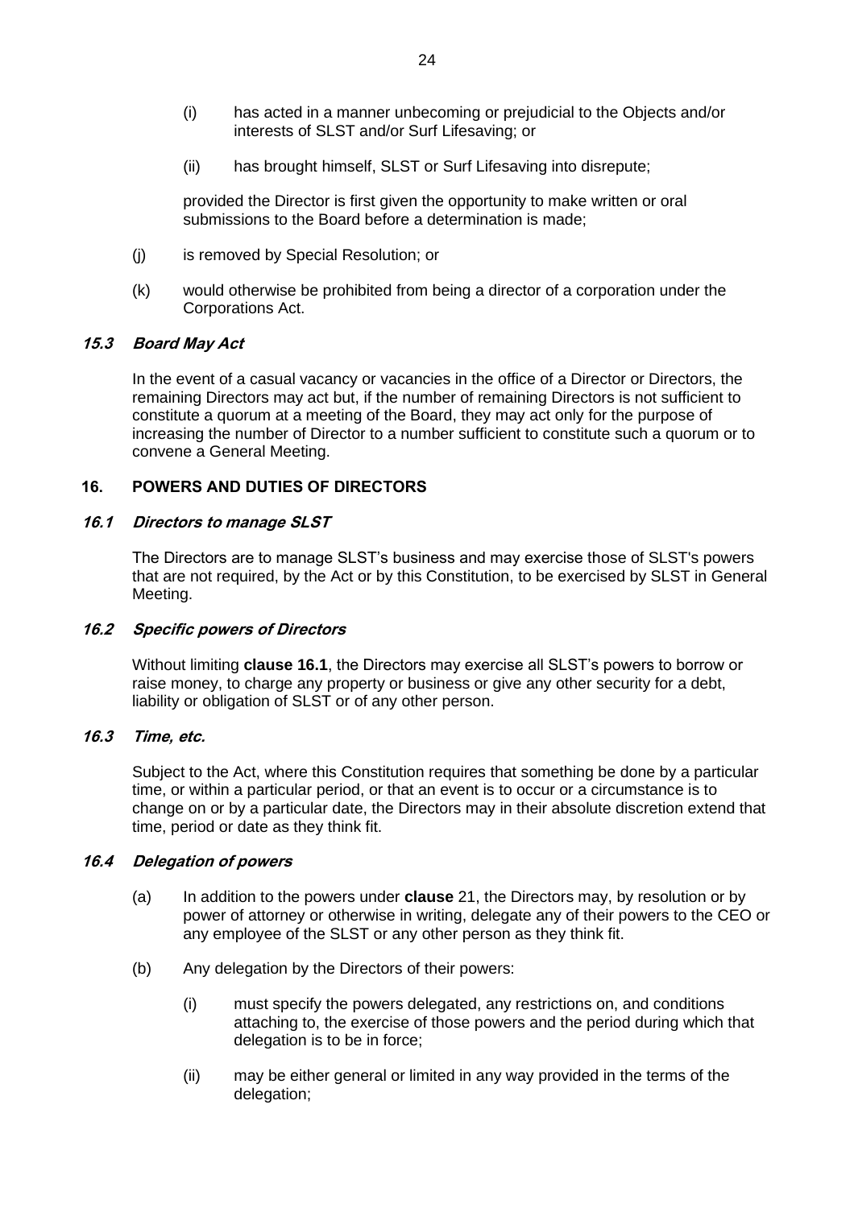(i) has acted in a manner unbecoming or prejudicial to the Objects and/or interests of SLST and/or Surf Lifesaving; or

(ii) has brought himself, SLST or Surf Lifesaving into disrepute;

provided the Director is first given the opportunity to make written or oral submissions to the Board before a determination is made;

(j) is removed by Special Resolution; or

(k) would otherwise be prohibited from being a director of a corporation under the Corporations Act.

### *15.3 Board May Act*

In the event of a casual vacancy or vacancies in the office of a Director or Directors, the remaining Directors may act but, if the number of remaining Directors is not sufficient to constitute a quorum at a meeting of the Board, they may act only for the purpose of increasing the number of Director to a number sufficient to constitute such a quorum or to convene a General Meeting.

## 16. POWERS AND DUTIES OF DIRECTORS

### *16.1 Directors to manage SLST*

The Directors are to manage SLST's business and may exercise those of SLST's powers that are not required, by the Act or by this Constitution, to be exercised by SLST in General Meeting.

### *16.2 Specific powers of Directors*

Without limiting **clause 16.1**, the Directors may exercise all SLST's powers to borrow or raise money, to charge any property or business or give any other security for a debt, liability or obligation of SLST or of any other person.

### *16.3 Time, etc.*

Subject to the Act, where this Constitution requires that something be done by a particular time, or within a particular period, or that an event is to occur or a circumstance is to change on or by a particular date, the Directors may in their absolute discretion extend that time, period or date as they think fit.

### *16.4 Delegation of powers*

(a) In addition to the powers under **clause** 21, the Directors may, by resolution or by power of attorney or otherwise in writing, delegate any of their powers to the CEO or any employee of the SLST or any other person as they think fit.

(b) Any delegation by the Directors of their powers:

(i) must specify the powers delegated, any restrictions on, and conditions attaching to, the exercise of those powers and the period during which that delegation is to be in force;

(ii) may be either general or limited in any way provided in the terms of the delegation;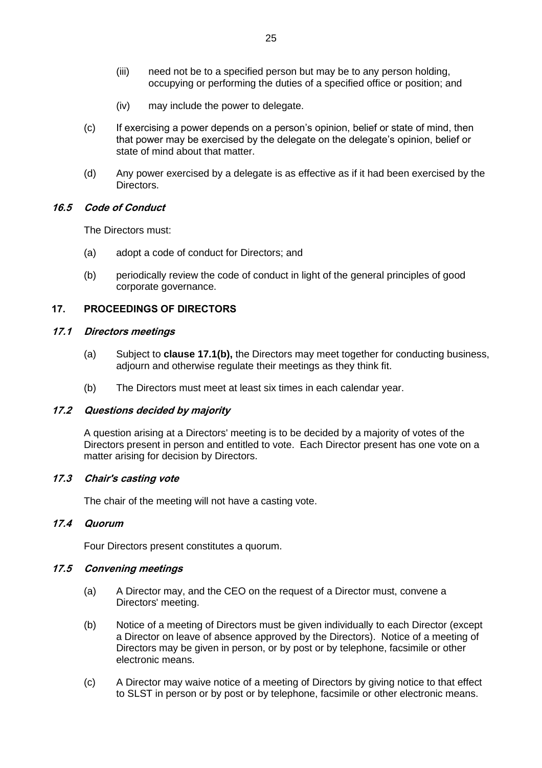(iii) need not be to a specified person but may be to any person holding, occupying or performing the duties of a specified office or position; and

(iv) may include the power to delegate.

(c) If exercising a power depends on a person's opinion, belief or state of mind, then that power may be exercised by the delegate on the delegate's opinion, belief or state of mind about that matter.

(d) Any power exercised by a delegate is as effective as if it had been exercised by the Directors.

### *16.5 Code of Conduct*

The Directors must:

(a) adopt a code of conduct for Directors; and

(b) periodically review the code of conduct in light of the general principles of good corporate governance.

## 17. PROCEEDINGS OF DIRECTORS

### *17.1 Directors meetings*

(a) Subject to **clause 17.1(b),** the Directors may meet together for conducting business, adjourn and otherwise regulate their meetings as they think fit.

(b) The Directors must meet at least six times in each calendar year.

### *17.2 Questions decided by majority*

A question arising at a Directors' meeting is to be decided by a majority of votes of the Directors present in person and entitled to vote. Each Director present has one vote on a matter arising for decision by Directors.

### *17.3 Chair's casting vote*

The chair of the meeting will not have a casting vote.

### *17.4 Quorum*

Four Directors present constitutes a quorum.

### *17.5 Convening meetings*

(a) A Director may, and the CEO on the request of a Director must, convene a Directors' meeting.

(b) Notice of a meeting of Directors must be given individually to each Director (except a Director on leave of absence approved by the Directors). Notice of a meeting of Directors may be given in person, or by post or by telephone, facsimile or other electronic means.

(c) A Director may waive notice of a meeting of Directors by giving notice to that effect to SLST in person or by post or by telephone, facsimile or other electronic means.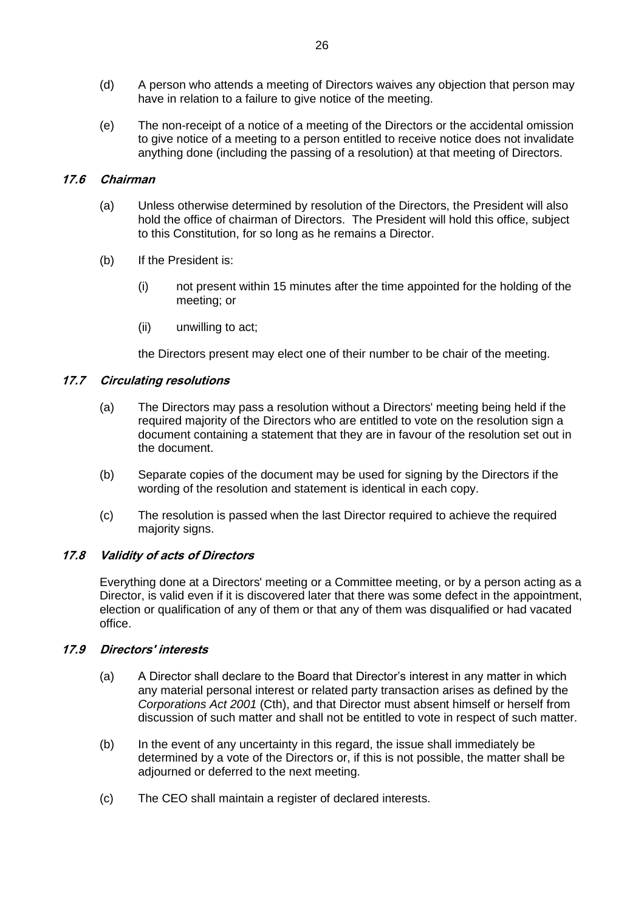(d) A person who attends a meeting of Directors waives any objection that person may have in relation to a failure to give notice of the meeting.

(e) The non-receipt of a notice of a meeting of the Directors or the accidental omission to give notice of a meeting to a person entitled to receive notice does not invalidate anything done (including the passing of a resolution) at that meeting of Directors.

### *17.6 Chairman*

(a) Unless otherwise determined by resolution of the Directors, the President will also hold the office of chairman of Directors. The President will hold this office, subject to this Constitution, for so long as he remains a Director.

(b) If the President is:

  (i) not present within 15 minutes after the time appointed for the holding of the meeting; or

  (ii) unwilling to act;

  the Directors present may elect one of their number to be chair of the meeting.

### *17.7 Circulating resolutions*

(a) The Directors may pass a resolution without a Directors' meeting being held if the required majority of the Directors who are entitled to vote on the resolution sign a document containing a statement that they are in favour of the resolution set out in the document.

(b) Separate copies of the document may be used for signing by the Directors if the wording of the resolution and statement is identical in each copy.

(c) The resolution is passed when the last Director required to achieve the required majority signs.

### *17.8 Validity of acts of Directors*

Everything done at a Directors' meeting or a Committee meeting, or by a person acting as a Director, is valid even if it is discovered later that there was some defect in the appointment, election or qualification of any of them or that any of them was disqualified or had vacated office.

### *17.9 Directors' interests*

(a) A Director shall declare to the Board that Director's interest in any matter in which any material personal interest or related party transaction arises as defined by the *Corporations Act 2001* (Cth), and that Director must absent himself or herself from discussion of such matter and shall not be entitled to vote in respect of such matter.

(b) In the event of any uncertainty in this regard, the issue shall immediately be determined by a vote of the Directors or, if this is not possible, the matter shall be adjourned or deferred to the next meeting.

(c) The CEO shall maintain a register of declared interests.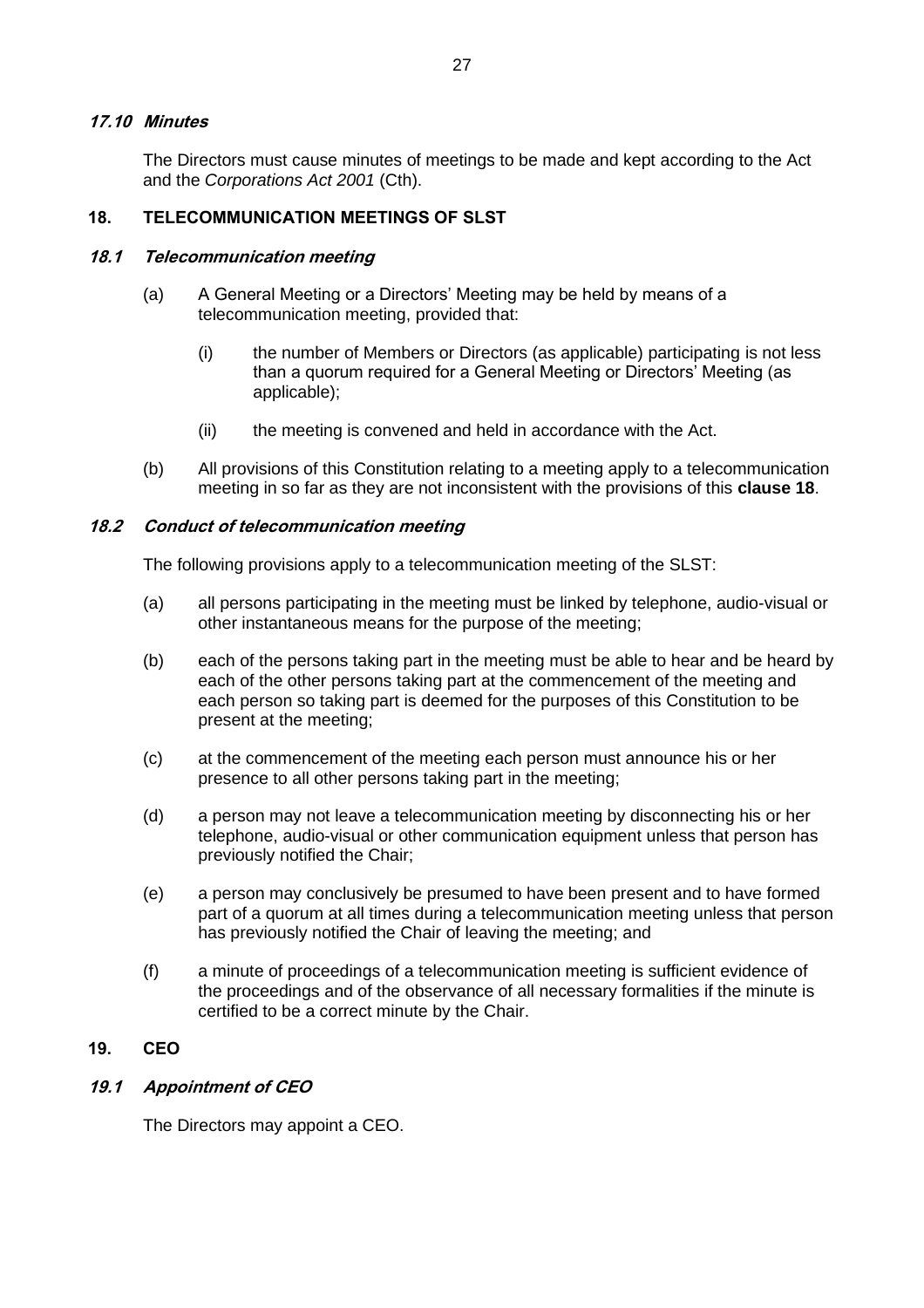### *17.10 Minutes*

The Directors must cause minutes of meetings to be made and kept according to the Act and the *Corporations Act 2001* (Cth).

## 18. TELECOMMUNICATION MEETINGS OF SLST

### *18.1 Telecommunication meeting*

(a) A General Meeting or a Directors' Meeting may be held by means of a telecommunication meeting, provided that:

   (i) the number of Members or Directors (as applicable) participating is not less than a quorum required for a General Meeting or Directors' Meeting (as applicable);

   (ii) the meeting is convened and held in accordance with the Act.

(b) All provisions of this Constitution relating to a meeting apply to a telecommunication meeting in so far as they are not inconsistent with the provisions of this **clause 18**.

### *18.2 Conduct of telecommunication meeting*

The following provisions apply to a telecommunication meeting of the SLST:

(a) all persons participating in the meeting must be linked by telephone, audio-visual or other instantaneous means for the purpose of the meeting;

(b) each of the persons taking part in the meeting must be able to hear and be heard by each of the other persons taking part at the commencement of the meeting and each person so taking part is deemed for the purposes of this Constitution to be present at the meeting;

(c) at the commencement of the meeting each person must announce his or her presence to all other persons taking part in the meeting;

(d) a person may not leave a telecommunication meeting by disconnecting his or her telephone, audio-visual or other communication equipment unless that person has previously notified the Chair;

(e) a person may conclusively be presumed to have been present and to have formed part of a quorum at all times during a telecommunication meeting unless that person has previously notified the Chair of leaving the meeting; and

(f) a minute of proceedings of a telecommunication meeting is sufficient evidence of the proceedings and of the observance of all necessary formalities if the minute is certified to be a correct minute by the Chair.

## 19. CEO

### *19.1 Appointment of CEO*

The Directors may appoint a CEO.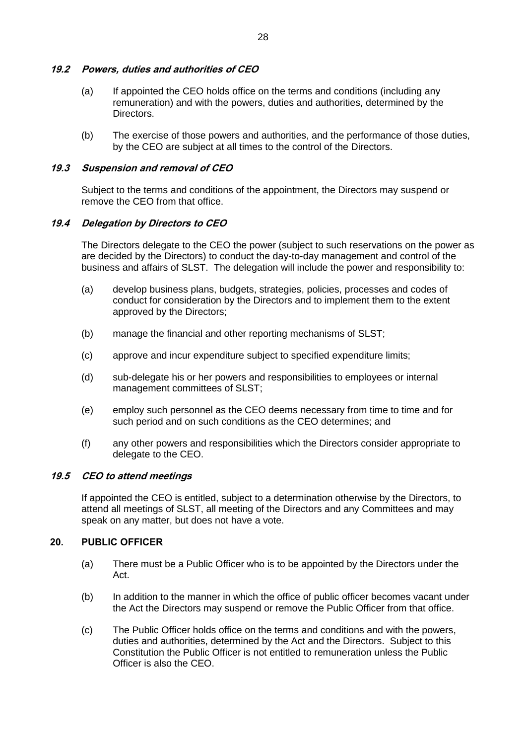### *19.2 Powers, duties and authorities of CEO*

(a) If appointed the CEO holds office on the terms and conditions (including any remuneration) and with the powers, duties and authorities, determined by the Directors.

(b) The exercise of those powers and authorities, and the performance of those duties, by the CEO are subject at all times to the control of the Directors.

### *19.3 Suspension and removal of CEO*

Subject to the terms and conditions of the appointment, the Directors may suspend or remove the CEO from that office.

### *19.4 Delegation by Directors to CEO*

The Directors delegate to the CEO the power (subject to such reservations on the power as are decided by the Directors) to conduct the day-to-day management and control of the business and affairs of SLST. The delegation will include the power and responsibility to:

(a) develop business plans, budgets, strategies, policies, processes and codes of conduct for consideration by the Directors and to implement them to the extent approved by the Directors;

(b) manage the financial and other reporting mechanisms of SLST;

(c) approve and incur expenditure subject to specified expenditure limits;

(d) sub-delegate his or her powers and responsibilities to employees or internal management committees of SLST;

(e) employ such personnel as the CEO deems necessary from time to time and for such period and on such conditions as the CEO determines; and

(f) any other powers and responsibilities which the Directors consider appropriate to delegate to the CEO.

### *19.5 CEO to attend meetings*

If appointed the CEO is entitled, subject to a determination otherwise by the Directors, to attend all meetings of SLST, all meeting of the Directors and any Committees and may speak on any matter, but does not have a vote.

## 20. PUBLIC OFFICER

(a) There must be a Public Officer who is to be appointed by the Directors under the Act.

(b) In addition to the manner in which the office of public officer becomes vacant under the Act the Directors may suspend or remove the Public Officer from that office.

(c) The Public Officer holds office on the terms and conditions and with the powers, duties and authorities, determined by the Act and the Directors. Subject to this Constitution the Public Officer is not entitled to remuneration unless the Public Officer is also the CEO.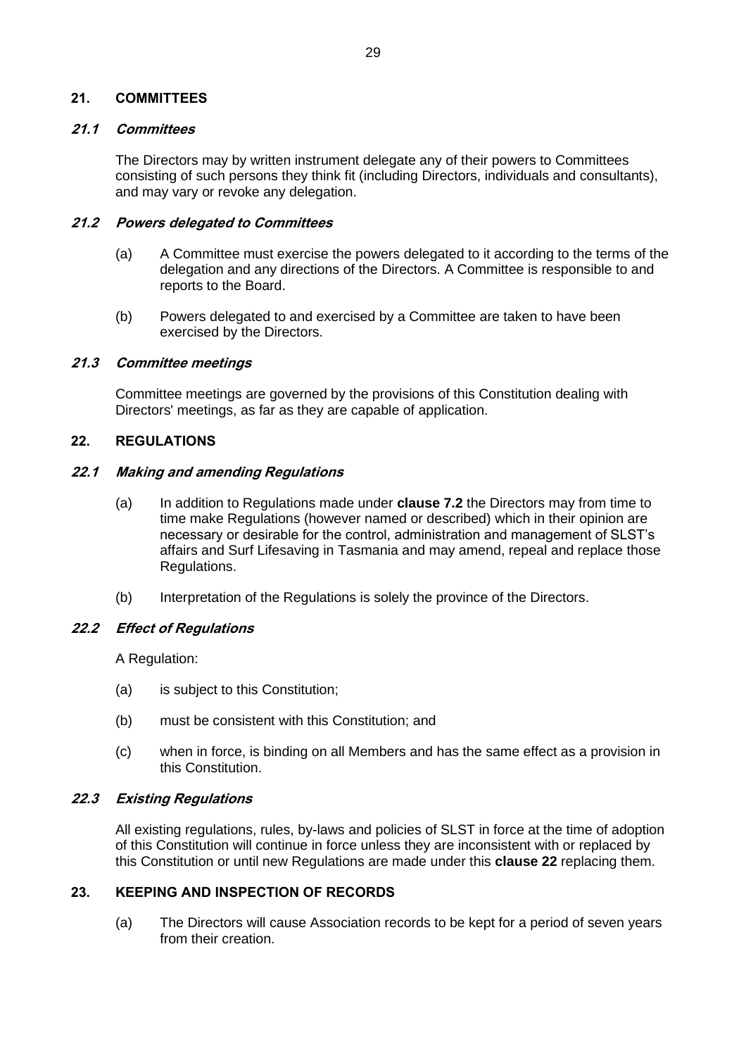## 21. COMMITTEES

### *21.1 Committees*

The Directors may by written instrument delegate any of their powers to Committees consisting of such persons they think fit (including Directors, individuals and consultants), and may vary or revoke any delegation.

### *21.2 Powers delegated to Committees*

(a) A Committee must exercise the powers delegated to it according to the terms of the delegation and any directions of the Directors. A Committee is responsible to and reports to the Board.

(b) Powers delegated to and exercised by a Committee are taken to have been exercised by the Directors.

### *21.3 Committee meetings*

Committee meetings are governed by the provisions of this Constitution dealing with Directors' meetings, as far as they are capable of application.

## 22. REGULATIONS

### *22.1 Making and amending Regulations*

(a) In addition to Regulations made under **clause 7.2** the Directors may from time to time make Regulations (however named or described) which in their opinion are necessary or desirable for the control, administration and management of SLST's affairs and Surf Lifesaving in Tasmania and may amend, repeal and replace those Regulations.

(b) Interpretation of the Regulations is solely the province of the Directors.

### *22.2 Effect of Regulations*

A Regulation:

(a) is subject to this Constitution;

(b) must be consistent with this Constitution; and

(c) when in force, is binding on all Members and has the same effect as a provision in this Constitution.

### *22.3 Existing Regulations*

All existing regulations, rules, by-laws and policies of SLST in force at the time of adoption of this Constitution will continue in force unless they are inconsistent with or replaced by this Constitution or until new Regulations are made under this **clause 22** replacing them.

## 23. KEEPING AND INSPECTION OF RECORDS

(a) The Directors will cause Association records to be kept for a period of seven years from their creation.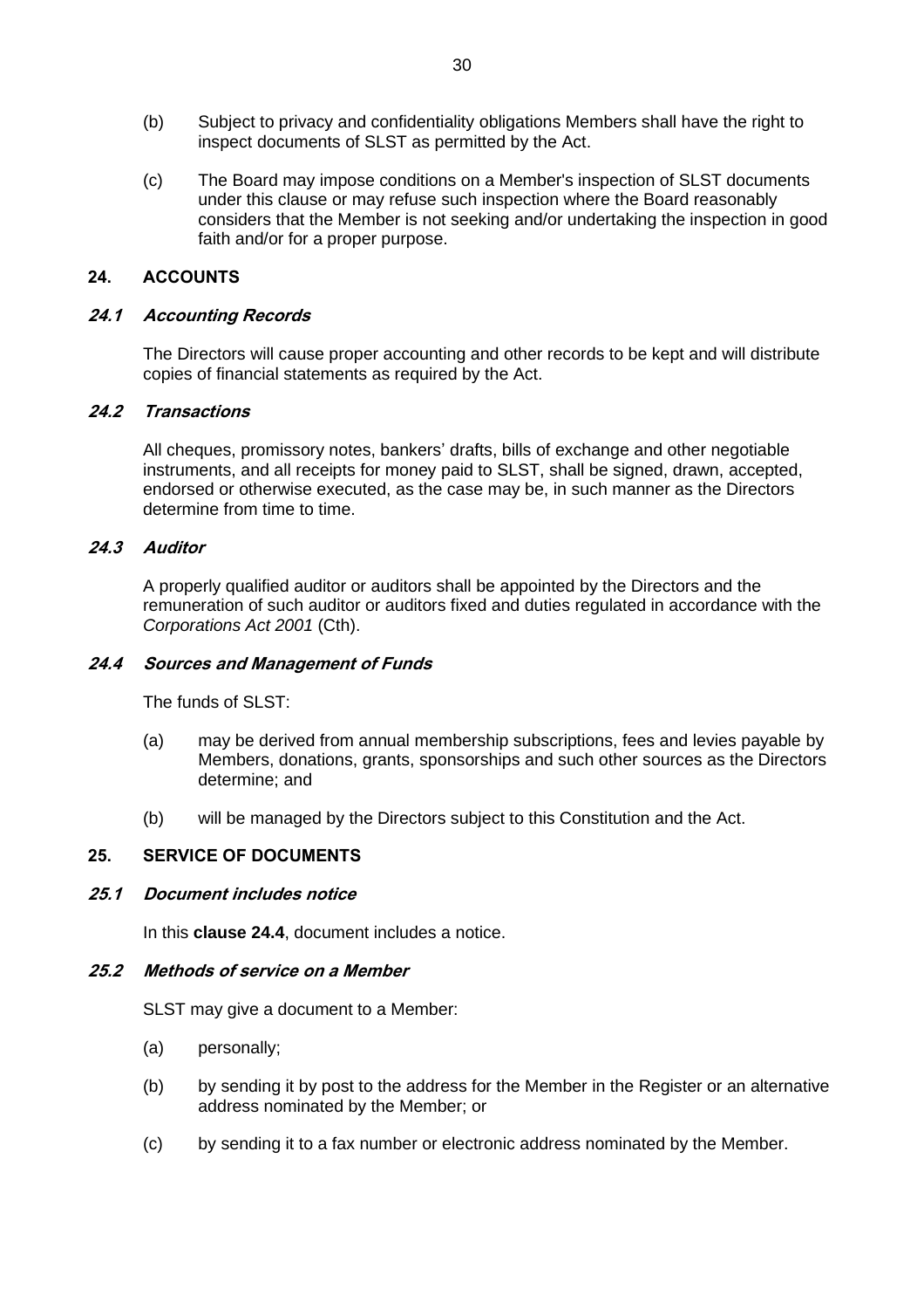(b) Subject to privacy and confidentiality obligations Members shall have the right to inspect documents of SLST as permitted by the Act.

(c) The Board may impose conditions on a Member's inspection of SLST documents under this clause or may refuse such inspection where the Board reasonably considers that the Member is not seeking and/or undertaking the inspection in good faith and/or for a proper purpose.

## 24. ACCOUNTS

### *24.1 Accounting Records*

The Directors will cause proper accounting and other records to be kept and will distribute copies of financial statements as required by the Act.

### *24.2 Transactions*

All cheques, promissory notes, bankers' drafts, bills of exchange and other negotiable instruments, and all receipts for money paid to SLST, shall be signed, drawn, accepted, endorsed or otherwise executed, as the case may be, in such manner as the Directors determine from time to time.

### *24.3 Auditor*

A properly qualified auditor or auditors shall be appointed by the Directors and the remuneration of such auditor or auditors fixed and duties regulated in accordance with the *Corporations Act 2001* (Cth).

### *24.4 Sources and Management of Funds*

The funds of SLST:

(a) may be derived from annual membership subscriptions, fees and levies payable by Members, donations, grants, sponsorships and such other sources as the Directors determine; and

(b) will be managed by the Directors subject to this Constitution and the Act.

## 25. SERVICE OF DOCUMENTS

### *25.1 Document includes notice*

In this **clause 24.4**, document includes a notice.

### *25.2 Methods of service on a Member*

SLST may give a document to a Member:

(a) personally;

(b) by sending it by post to the address for the Member in the Register or an alternative address nominated by the Member; or

(c) by sending it to a fax number or electronic address nominated by the Member.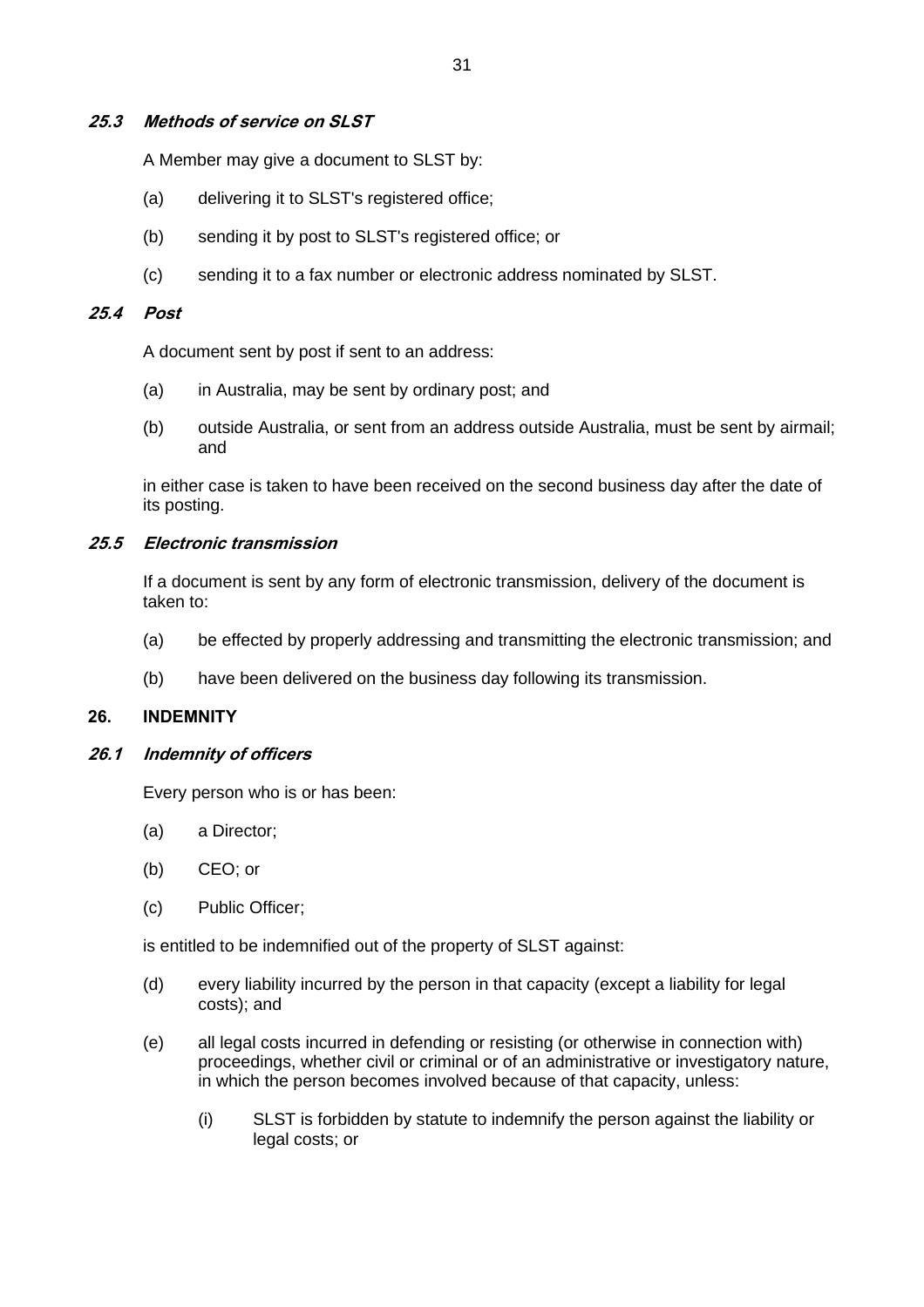### *25.3 Methods of service on SLST*

A Member may give a document to SLST by:

(a) delivering it to SLST's registered office;

(b) sending it by post to SLST's registered office; or

(c) sending it to a fax number or electronic address nominated by SLST.

### *25.4 Post*

A document sent by post if sent to an address:

(a) in Australia, may be sent by ordinary post; and

(b) outside Australia, or sent from an address outside Australia, must be sent by airmail; and

in either case is taken to have been received on the second business day after the date of its posting.

### *25.5 Electronic transmission*

If a document is sent by any form of electronic transmission, delivery of the document is taken to:

(a) be effected by properly addressing and transmitting the electronic transmission; and

(b) have been delivered on the business day following its transmission.

## 26. INDEMNITY

### *26.1 Indemnity of officers*

Every person who is or has been:

(a) a Director;

(b) CEO; or

(c) Public Officer;

is entitled to be indemnified out of the property of SLST against:

(d) every liability incurred by the person in that capacity (except a liability for legal costs); and

(e) all legal costs incurred in defending or resisting (or otherwise in connection with) proceedings, whether civil or criminal or of an administrative or investigatory nature, in which the person becomes involved because of that capacity, unless:

   (i) SLST is forbidden by statute to indemnify the person against the liability or legal costs; or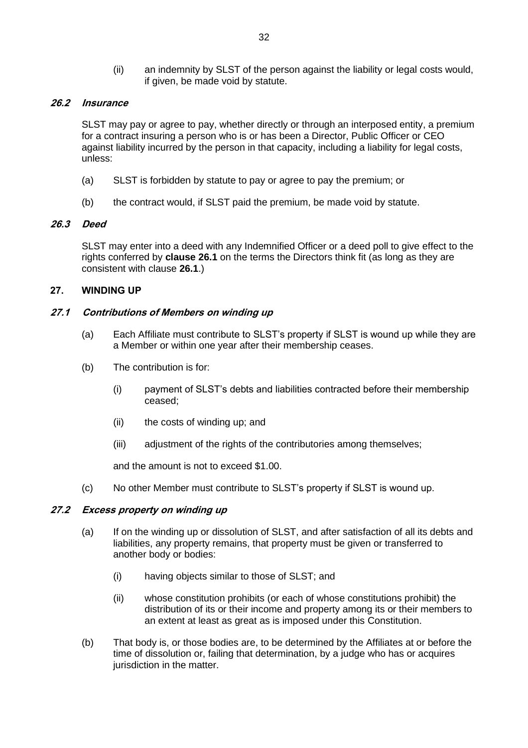(ii) an indemnity by SLST of the person against the liability or legal costs would, if given, be made void by statute.

### ***26.2 Insurance***

SLST may pay or agree to pay, whether directly or through an interposed entity, a premium for a contract insuring a person who is or has been a Director, Public Officer or CEO against liability incurred by the person in that capacity, including a liability for legal costs, unless:

(a) SLST is forbidden by statute to pay or agree to pay the premium; or

(b) the contract would, if SLST paid the premium, be made void by statute.

### ***26.3 Deed***

SLST may enter into a deed with any Indemnified Officer or a deed poll to give effect to the rights conferred by **clause 26.1** on the terms the Directors think fit (as long as they are consistent with clause **26.1**.)

## **27. WINDING UP**

### ***27.1 Contributions of Members on winding up***

(a) Each Affiliate must contribute to SLST's property if SLST is wound up while they are a Member or within one year after their membership ceases.

(b) The contribution is for:

(i) payment of SLST's debts and liabilities contracted before their membership ceased;

(ii) the costs of winding up; and

(iii) adjustment of the rights of the contributories among themselves;

and the amount is not to exceed $1.00.

(c) No other Member must contribute to SLST's property if SLST is wound up.

### ***27.2 Excess property on winding up***

(a) If on the winding up or dissolution of SLST, and after satisfaction of all its debts and liabilities, any property remains, that property must be given or transferred to another body or bodies:

(i) having objects similar to those of SLST; and

(ii) whose constitution prohibits (or each of whose constitutions prohibit) the distribution of its or their income and property among its or their members to an extent at least as great as is imposed under this Constitution.

(b) That body is, or those bodies are, to be determined by the Affiliates at or before the time of dissolution or, failing that determination, by a judge who has or acquires jurisdiction in the matter.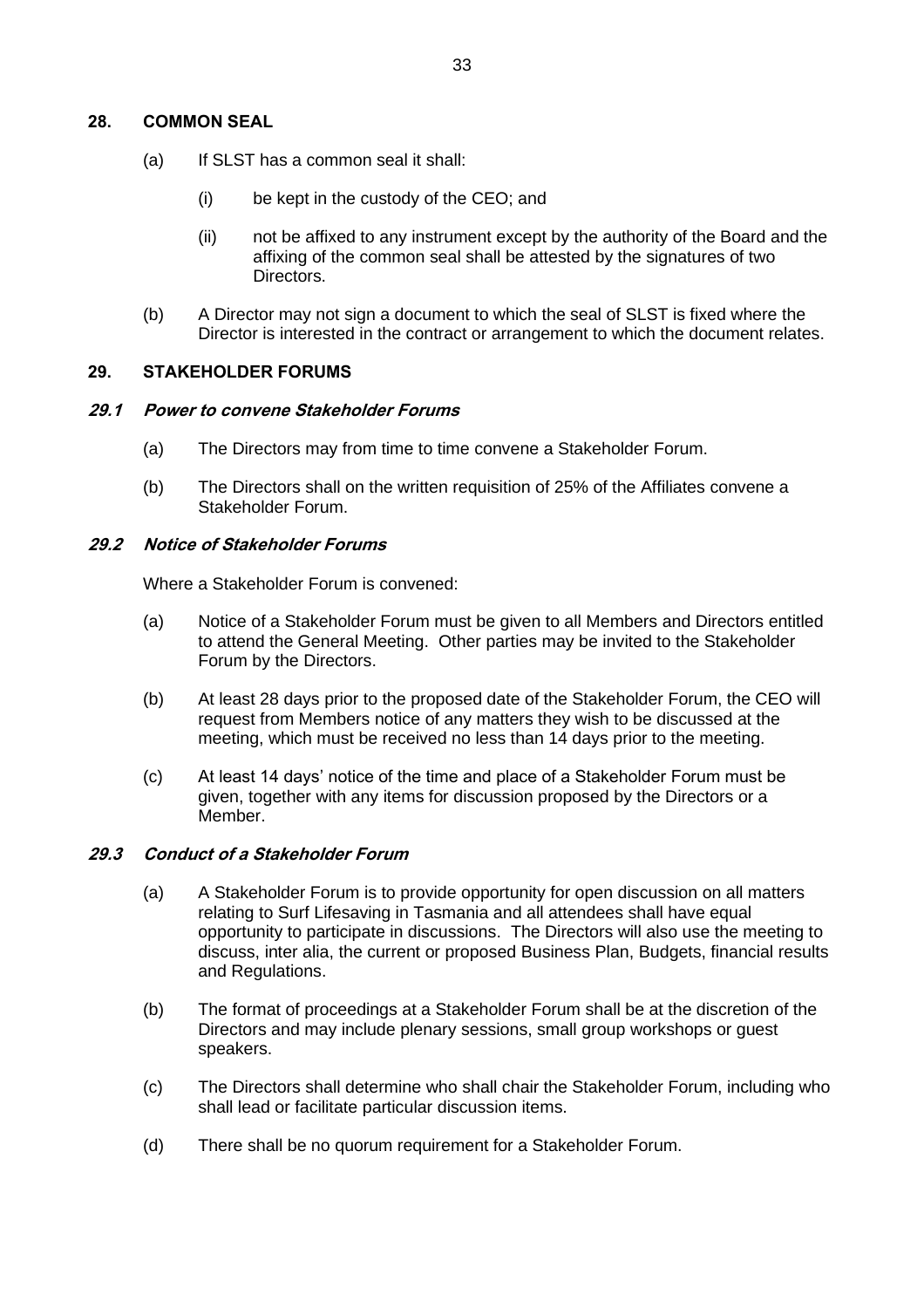## 28. COMMON SEAL

(a) If SLST has a common seal it shall:

(i) be kept in the custody of the CEO; and

(ii) not be affixed to any instrument except by the authority of the Board and the affixing of the common seal shall be attested by the signatures of two Directors.

(b) A Director may not sign a document to which the seal of SLST is fixed where the Director is interested in the contract or arrangement to which the document relates.

## 29. STAKEHOLDER FORUMS

### *29.1 Power to convene Stakeholder Forums*

(a) The Directors may from time to time convene a Stakeholder Forum.

(b) The Directors shall on the written requisition of 25% of the Affiliates convene a Stakeholder Forum.

### *29.2 Notice of Stakeholder Forums*

Where a Stakeholder Forum is convened:

(a) Notice of a Stakeholder Forum must be given to all Members and Directors entitled to attend the General Meeting. Other parties may be invited to the Stakeholder Forum by the Directors.

(b) At least 28 days prior to the proposed date of the Stakeholder Forum, the CEO will request from Members notice of any matters they wish to be discussed at the meeting, which must be received no less than 14 days prior to the meeting.

(c) At least 14 days' notice of the time and place of a Stakeholder Forum must be given, together with any items for discussion proposed by the Directors or a Member.

### *29.3 Conduct of a Stakeholder Forum*

(a) A Stakeholder Forum is to provide opportunity for open discussion on all matters relating to Surf Lifesaving in Tasmania and all attendees shall have equal opportunity to participate in discussions. The Directors will also use the meeting to discuss, inter alia, the current or proposed Business Plan, Budgets, financial results and Regulations.

(b) The format of proceedings at a Stakeholder Forum shall be at the discretion of the Directors and may include plenary sessions, small group workshops or guest speakers.

(c) The Directors shall determine who shall chair the Stakeholder Forum, including who shall lead or facilitate particular discussion items.

(d) There shall be no quorum requirement for a Stakeholder Forum.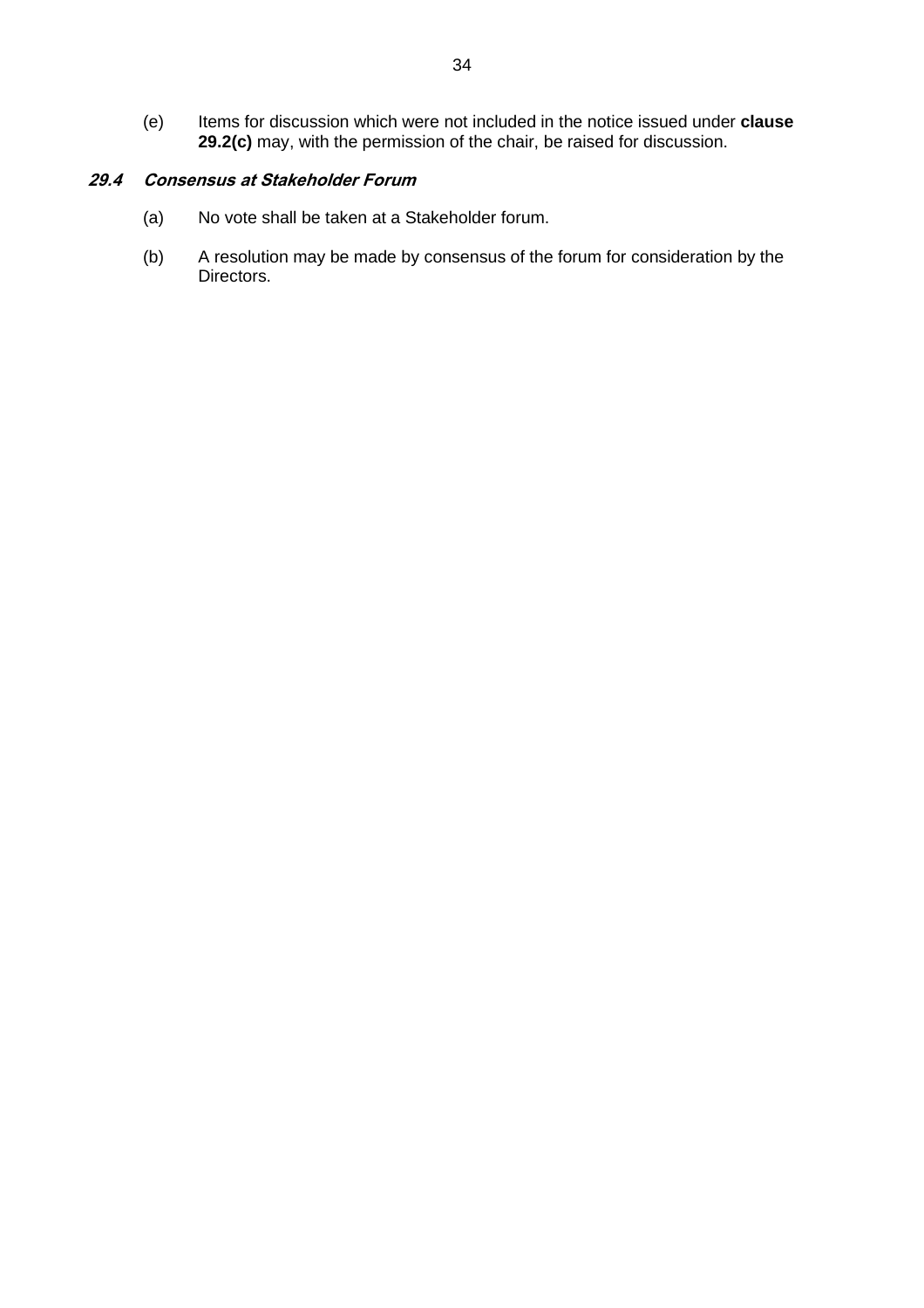(e) Items for discussion which were not included in the notice issued under **clause 29.2(c)** may, with the permission of the chair, be raised for discussion.

### *29.4 Consensus at Stakeholder Forum*

(a) No vote shall be taken at a Stakeholder forum.

(b) A resolution may be made by consensus of the forum for consideration by the Directors.